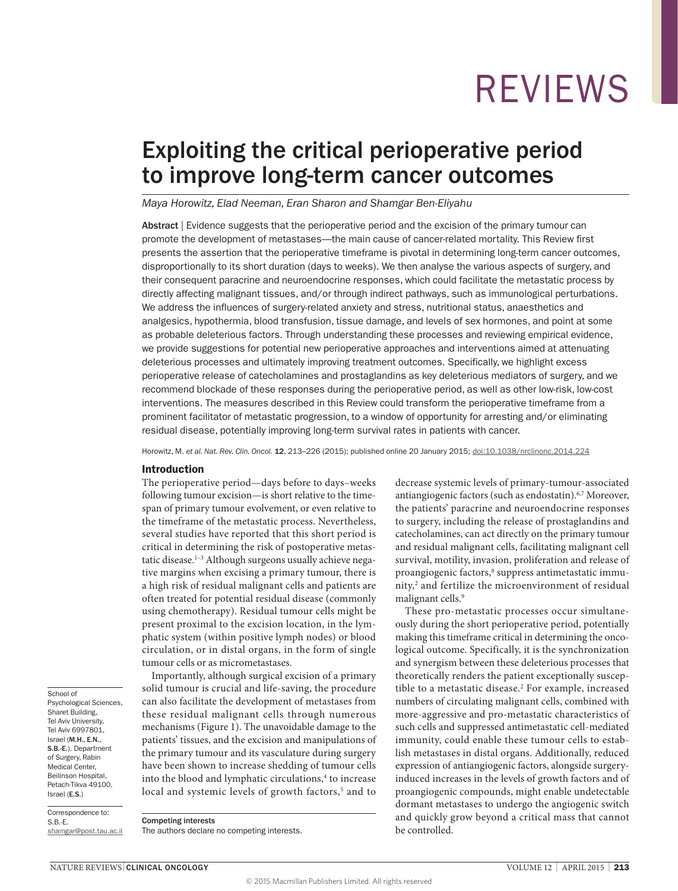# Exploiting the critical perioperative period to improve long-term cancer outcomes

*Maya Horowitz, Elad Neeman, Eran Sharon and Shamgar Ben-Eliyahu*

**Abstract** | Evidence suggests that the perioperative period and the excision of the primary tumour can promote the development of metastases—the main cause of cancer-related mortality. This Review first presents the assertion that the perioperative timeframe is pivotal in determining long-term cancer outcomes, disproportionally to its short duration (days to weeks). We then analyse the various aspects of surgery, and their consequent paracrine and neuroendocrine responses, which could facilitate the metastatic process by directly affecting malignant tissues, and/or through indirect pathways, such as immunological perturbations. We address the influences of surgery-related anxiety and stress, nutritional status, anaesthetics and analgesics, hypothermia, blood transfusion, tissue damage, and levels of sex hormones, and point at some as probable deleterious factors. Through understanding these processes and reviewing empirical evidence, we provide suggestions for potential new perioperative approaches and interventions aimed at attenuating deleterious processes and ultimately improving treatment outcomes. Specifically, we highlight excess perioperative release of catecholamines and prostaglandins as key deleterious mediators of surgery, and we recommend blockade of these responses during the perioperative period, as well as other low-risk, low-cost interventions. The measures described in this Review could transform the perioperative timeframe from a prominent facilitator of metastatic progression, to a window of opportunity for arresting and/or eliminating residual disease, potentially improving long-term survival rates in patients with cancer.

Horowitz, M. *et al. Nat. Rev. Clin. Oncol.* **12**, 213–226 (2015); published online 20 January 2015; doi:10.1038/nrclinonc.2014.224

## Introduction

The perioperative period—days before to days–weeks following tumour excision—is short relative to the timespan of primary tumour evolvement, or even relative to the timeframe of the metastatic process. Nevertheless, several studies have reported that this short period is critical in determining the risk of postoperative metastatic disease.[1–3] Although surgeons usually achieve negative margins when excising a primary tumour, there is a high risk of residual malignant cells and patients are often treated for potential residual disease (commonly using chemotherapy). Residual tumour cells might be present proximal to the excision location, in the lymphatic system (within positive lymph nodes) or blood circulation, or in distal organs, in the form of single tumour cells or as micrometastases.

Importantly, although surgical excision of a primary solid tumour is crucial and life-saving, the procedure can also facilitate the development of metastases from these residual malignant cells through numerous mechanisms (Figure 1). The unavoidable damage to the patients' tissues, and the excision and manipulations of the primary tumour and its vasculature during surgery have been shown to increase shedding of tumour cells into the blood and lymphatic circulations,[4] to increase local and systemic levels of growth factors,[5] and to decrease systemic levels of primary-tumour-associated antiangiogenic factors (such as endostatin).[6,7] Moreover, the patients' paracrine and neuroendocrine responses to surgery, including the release of prostaglandins and catecholamines, can act directly on the primary tumour and residual malignant cells, facilitating malignant cell survival, motility, invasion, proliferation and release of proangiogenic factors,[8] suppress antimetastatic immunity,[2] and fertilize the microenvironment of residual malignant cells.[9]

These pro-metastatic processes occur simultaneously during the short perioperative period, potentially making this timeframe critical in determining the oncological outcome. Specifically, it is the synchronization and synergism between these deleterious processes that theoretically renders the patient exceptionally susceptible to a metastatic disease.[2] For example, increased numbers of circulating malignant cells, combined with more-aggressive and pro-metastatic characteristics of such cells and suppressed antimetastatic cell-mediated immunity, could enable these tumour cells to establish metastases in distal organs. Additionally, reduced expression of antiangiogenic factors, alongside surgery-induced increases in the levels of growth factors and of proangiogenic compounds, might enable undetectable dormant metastases to undergo the angiogenic switch and quickly grow beyond a critical mass that cannot be controlled.

School of Psychological Sciences, Sharet Building, Tel Aviv University, Tel Aviv 6997801, Israel (**M.H.**, **E.N.**, **S.B.-E.**). Department of Surgery, Rabin Medical Center, Beilinson Hospital, Petach-Tikva 49100, Israel (**E.S.**)

Correspondence to: S.B.-E. shamgar@post.tau.ac.il

**Competing interests**
The authors declare no competing interests.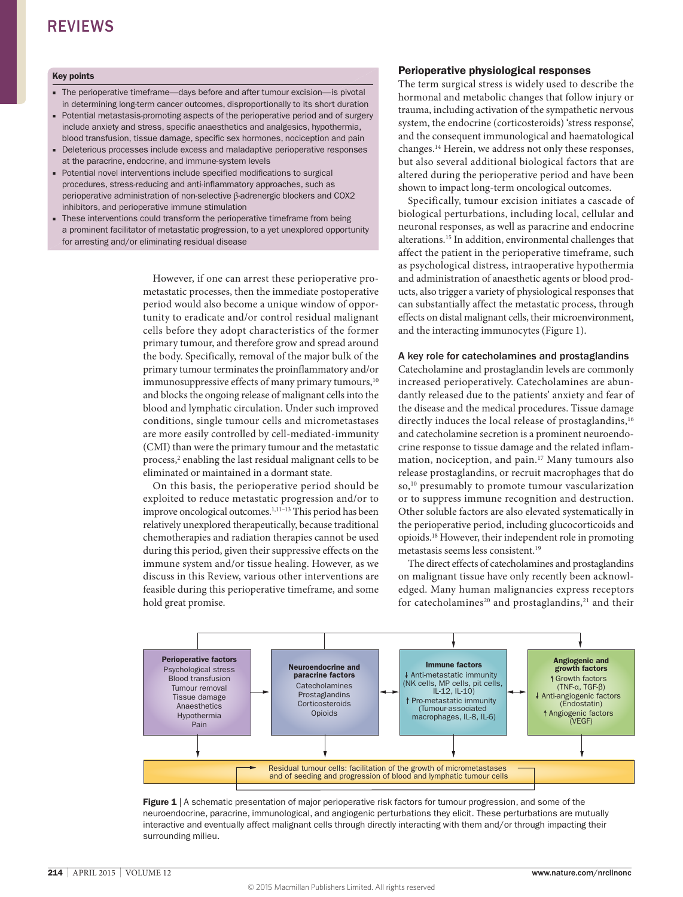## Key points

- The perioperative timeframe—days before and after tumour excision—is pivotal in determining long-term cancer outcomes, disproportionally to its short duration
- Potential metastasis-promoting aspects of the perioperative period and of surgery include anxiety and stress, specific anaesthetics and analgesics, hypothermia, blood transfusion, tissue damage, specific sex hormones, nociception and pain
- Deleterious processes include excess and maladaptive perioperative responses at the paracrine, endocrine, and immune-system levels
- Potential novel interventions include specified modifications to surgical procedures, stress-reducing and anti-inflammatory approaches, such as perioperative administration of non-selective β-adrenergic blockers and COX2 inhibitors, and perioperative immune stimulation
- These interventions could transform the perioperative timeframe from being a prominent facilitator of metastatic progression, to a yet unexplored opportunity for arresting and/or eliminating residual disease

However, if one can arrest these perioperative pro-metastatic processes, then the immediate postoperative period would also become a unique window of opportunity to eradicate and/or control residual malignant cells before they adopt characteristics of the former primary tumour, and therefore grow and spread around the body. Specifically, removal of the major bulk of the primary tumour terminates the proinflammatory and/or immunosuppressive effects of many primary tumours,[10] and blocks the ongoing release of malignant cells into the blood and lymphatic circulation. Under such improved conditions, single tumour cells and micrometastases are more easily controlled by cell-mediated-immunity (CMI) than were the primary tumour and the metastatic process,[2] enabling the last residual malignant cells to be eliminated or maintained in a dormant state.

On this basis, the perioperative period should be exploited to reduce metastatic progression and/or to improve oncological outcomes.[1,11–13] This period has been relatively unexplored therapeutically, because traditional chemotherapies and radiation therapies cannot be used during this period, given their suppressive effects on the immune system and/or tissue healing. However, as we discuss in this Review, various other interventions are feasible during this perioperative timeframe, and some hold great promise.

## Perioperative physiological responses

The term surgical stress is widely used to describe the hormonal and metabolic changes that follow injury or trauma, including activation of the sympathetic nervous system, the endocrine (corticosteroids) 'stress response', and the consequent immunological and haematological changes.[14] Herein, we address not only these responses, but also several additional biological factors that are altered during the perioperative period and have been shown to impact long-term oncological outcomes.

Specifically, tumour excision initiates a cascade of biological perturbations, including local, cellular and neuronal responses, as well as paracrine and endocrine alterations.[15] In addition, environmental challenges that affect the patient in the perioperative timeframe, such as psychological distress, intraoperative hypothermia and administration of anaesthetic agents or blood products, also trigger a variety of physiological responses that can substantially affect the metastatic process, through effects on distal malignant cells, their microenvironment, and the interacting immunocytes (Figure 1).

### A key role for catecholamines and prostaglandins

Catecholamine and prostaglandin levels are commonly increased perioperatively. Catecholamines are abundantly released due to the patients' anxiety and fear of the disease and the medical procedures. Tissue damage directly induces the local release of prostaglandins,[16] and catecholamine secretion is a prominent neuroendocrine response to tissue damage and the related inflammation, nociception, and pain.[17] Many tumours also release prostaglandins, or recruit macrophages that do so,[10] presumably to promote tumour vascularization or to suppress immune recognition and destruction. Other soluble factors are also elevated systematically in the perioperative period, including glucocorticoids and opioids.[18] However, their independent role in promoting metastasis seems less consistent.[19]

The direct effects of catecholamines and prostaglandins on malignant tissue have only recently been acknowledged. Many human malignancies express receptors for catecholamines[20] and prostaglandins,[21] and their

**Perioperative factors**
Psychological stress
Blood transfusion
Tumour removal
Tissue damage
Anaesthetics
Hypothermia
Pain

**Neuroendocrine and paracrine factors**
Catecholamines
Prostaglandins
Corticosteroids
Opioids

**Immune factors**
↓ Anti-metastatic immunity (NK cells, MP cells, pit cells, IL-12, IL-10)
↑ Pro-metastatic immunity (Tumour-associated macrophages, IL-8, IL-6)

**Angiogenic and growth factors**
↑ Growth factors (TNF-α, TGF-β)
↓ Anti-angiogenic factors (Endostatin)
↑ Angiogenic factors (VEGF)

Residual tumour cells: facilitation of the growth of micrometastases and of seeding and progression of blood and lymphatic tumour cells

**Figure 1** | A schematic presentation of major perioperative risk factors for tumour progression, and some of the neuroendocrine, paracrine, immunological, and angiogenic perturbations they elicit. These perturbations are mutually interactive and eventually affect malignant cells through directly interacting with them and/or through impacting their surrounding milieu.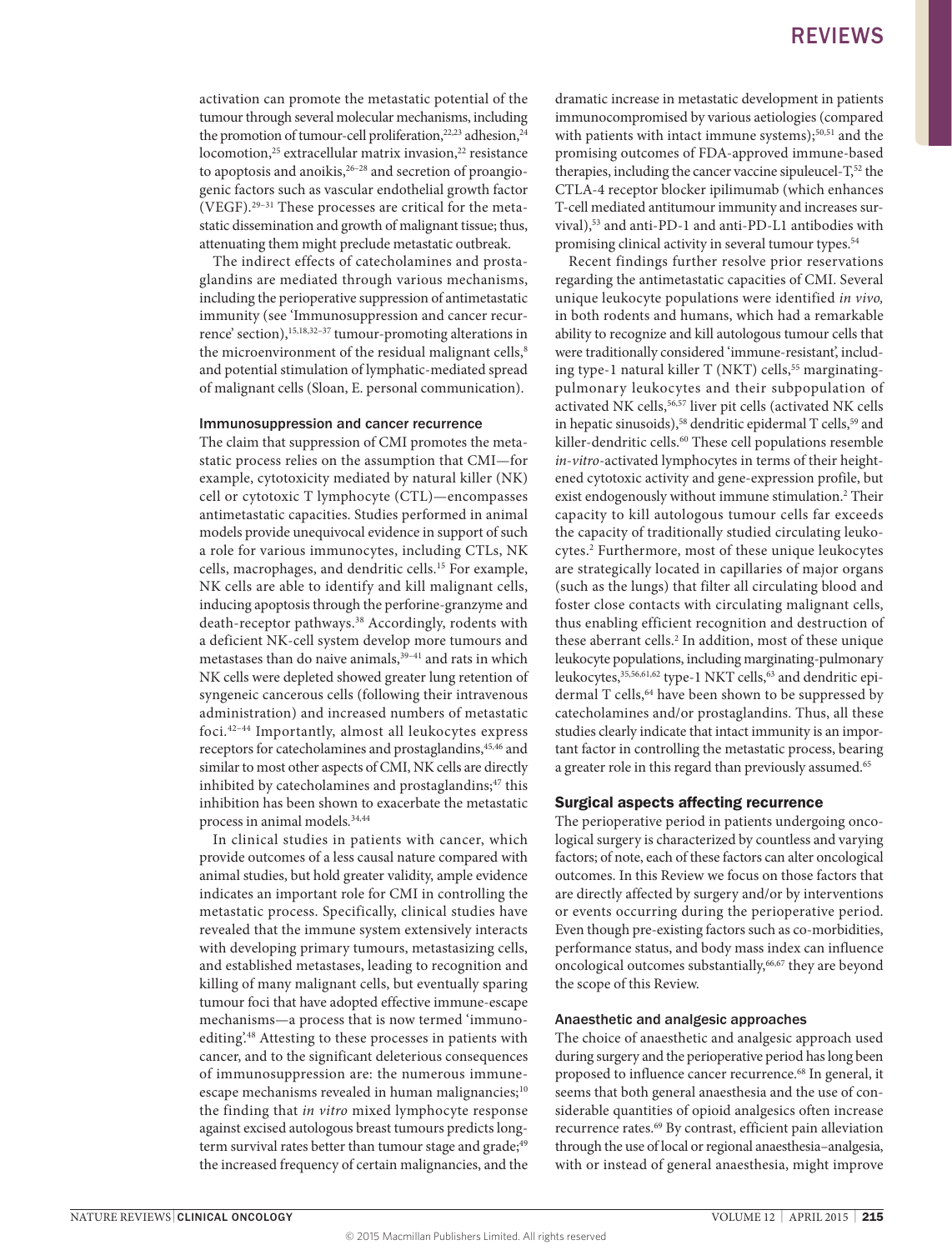activation can promote the metastatic potential of the tumour through several molecular mechanisms, including the promotion of tumour-cell proliferation,[22,23] adhesion,[24] locomotion,[25] extracellular matrix invasion,[22] resistance to apoptosis and anoikis,[26–28] and secretion of proangiogenic factors such as vascular endothelial growth factor (VEGF).[29–31] These processes are critical for the metastatic dissemination and growth of malignant tissue; thus, attenuating them might preclude metastatic outbreak.

The indirect effects of catecholamines and prostaglandins are mediated through various mechanisms, including the perioperative suppression of antimetastatic immunity (see 'Immunosuppression and cancer recurrence' section),[15,18,32–37] tumour-promoting alterations in the microenvironment of the residual malignant cells,[8] and potential stimulation of lymphatic-mediated spread of malignant cells (Sloan, E. personal communication).

### Immunosuppression and cancer recurrence

The claim that suppression of CMI promotes the metastatic process relies on the assumption that CMI—for example, cytotoxicity mediated by natural killer (NK) cell or cytotoxic T lymphocyte (CTL)—encompasses antimetastatic capacities. Studies performed in animal models provide unequivocal evidence in support of such a role for various immunocytes, including CTLs, NK cells, macrophages, and dendritic cells.[15] For example, NK cells are able to identify and kill malignant cells, inducing apoptosis through the perforine-granzyme and death-receptor pathways.[38] Accordingly, rodents with a deficient NK-cell system develop more tumours and metastases than do naive animals,[39–41] and rats in which NK cells were depleted showed greater lung retention of syngeneic cancerous cells (following their intravenous administration) and increased numbers of metastatic foci.[42–44] Importantly, almost all leukocytes express receptors for catecholamines and prostaglandins,[45,46] and similar to most other aspects of CMI, NK cells are directly inhibited by catecholamines and prostaglandins;[47] this inhibition has been shown to exacerbate the metastatic process in animal models.[34,44]

In clinical studies in patients with cancer, which provide outcomes of a less causal nature compared with animal studies, but hold greater validity, ample evidence indicates an important role for CMI in controlling the metastatic process. Specifically, clinical studies have revealed that the immune system extensively interacts with developing primary tumours, metastasizing cells, and established metastases, leading to recognition and killing of many malignant cells, but eventually sparing tumour foci that have adopted effective immune-escape mechanisms—a process that is now termed 'immunoediting'.[48] Attesting to these processes in patients with cancer, and to the significant deleterious consequences of immunosuppression are: the numerous immune-escape mechanisms revealed in human malignancies;[10] the finding that *in vitro* mixed lymphocyte response against excised autologous breast tumours predicts long-term survival rates better than tumour stage and grade;[49] the increased frequency of certain malignancies, and the dramatic increase in metastatic development in patients immunocompromised by various aetiologies (compared with patients with intact immune systems);[50,51] and the promising outcomes of FDA-approved immune-based therapies, including the cancer vaccine sipuleucel-T,[52] the CTLA-4 receptor blocker ipilimumab (which enhances T-cell mediated antitumour immunity and increases survival),[53] and anti-PD-1 and anti-PD-L1 antibodies with promising clinical activity in several tumour types.[54]

Recent findings further resolve prior reservations regarding the antimetastatic capacities of CMI. Several unique leukocyte populations were identified *in vivo,* in both rodents and humans, which had a remarkable ability to recognize and kill autologous tumour cells that were traditionally considered 'immune-resistant', including type-1 natural killer T (NKT) cells,[55] marginating-pulmonary leukocytes and their subpopulation of activated NK cells,[56,57] liver pit cells (activated NK cells in hepatic sinusoids),[58] dendritic epidermal T cells,[59] and killer-dendritic cells.[60] These cell populations resemble *in-vitro*-activated lymphocytes in terms of their heightened cytotoxic activity and gene-expression profile, but exist endogenously without immune stimulation.[2] Their capacity to kill autologous tumour cells far exceeds the capacity of traditionally studied circulating leukocytes.[2] Furthermore, most of these unique leukocytes are strategically located in capillaries of major organs (such as the lungs) that filter all circulating blood and foster close contacts with circulating malignant cells, thus enabling efficient recognition and destruction of these aberrant cells.[2] In addition, most of these unique leukocyte populations, including marginating-pulmonary leukocytes,[35,56,61,62] type-1 NKT cells,[63] and dendritic epidermal T cells,[64] have been shown to be suppressed by catecholamines and/or prostaglandins. Thus, all these studies clearly indicate that intact immunity is an important factor in controlling the metastatic process, bearing a greater role in this regard than previously assumed.[65]

## Surgical aspects affecting recurrence

The perioperative period in patients undergoing oncological surgery is characterized by countless and varying factors; of note, each of these factors can alter oncological outcomes. In this Review we focus on those factors that are directly affected by surgery and/or by interventions or events occurring during the perioperative period. Even though pre-existing factors such as co-morbidities, performance status, and body mass index can influence oncological outcomes substantially,[66,67] they are beyond the scope of this Review.

### Anaesthetic and analgesic approaches

The choice of anaesthetic and analgesic approach used during surgery and the perioperative period has long been proposed to influence cancer recurrence.[68] In general, it seems that both general anaesthesia and the use of considerable quantities of opioid analgesics often increase recurrence rates.[69] By contrast, efficient pain alleviation through the use of local or regional anaesthesia–analgesia, with or instead of general anaesthesia, might improve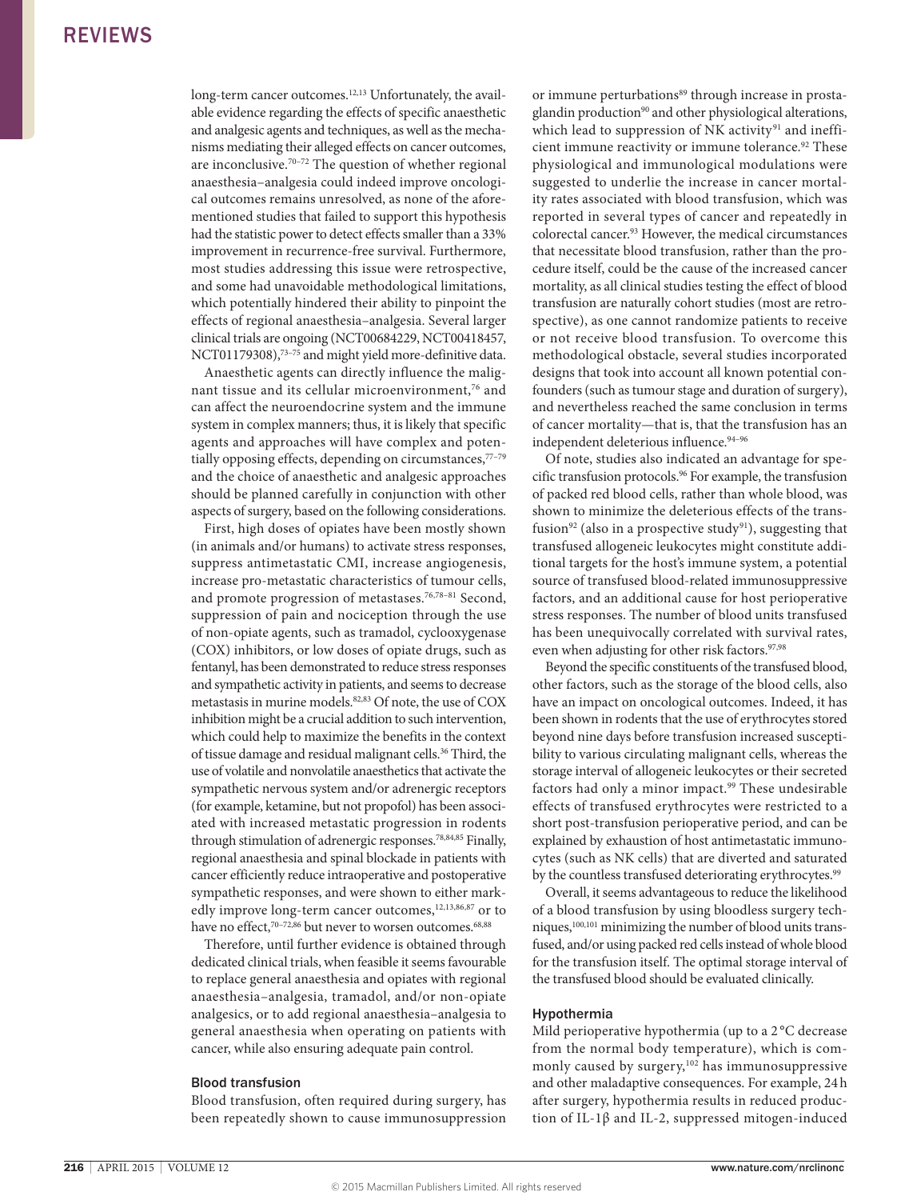long-term cancer outcomes.[12,13] Unfortunately, the available evidence regarding the effects of specific anaesthetic and analgesic agents and techniques, as well as the mechanisms mediating their alleged effects on cancer outcomes, are inconclusive.[70–72] The question of whether regional anaesthesia–analgesia could indeed improve oncological outcomes remains unresolved, as none of the aforementioned studies that failed to support this hypothesis had the statistic power to detect effects smaller than a 33% improvement in recurrence-free survival. Furthermore, most studies addressing this issue were retrospective, and some had unavoidable methodological limitations, which potentially hindered their ability to pinpoint the effects of regional anaesthesia–analgesia. Several larger clinical trials are ongoing (NCT00684229, NCT00418457, NCT01179308),[73–75] and might yield more-definitive data.

Anaesthetic agents can directly influence the malignant tissue and its cellular microenvironment,[76] and can affect the neuroendocrine system and the immune system in complex manners; thus, it is likely that specific agents and approaches will have complex and potentially opposing effects, depending on circumstances,[77–79] and the choice of anaesthetic and analgesic approaches should be planned carefully in conjunction with other aspects of surgery, based on the following considerations.

First, high doses of opiates have been mostly shown (in animals and/or humans) to activate stress responses, suppress antimetastatic CMI, increase angiogenesis, increase pro-metastatic characteristics of tumour cells, and promote progression of metastases.[76,78–81] Second, suppression of pain and nociception through the use of non-opiate agents, such as tramadol, cyclooxygenase (COX) inhibitors, or low doses of opiate drugs, such as fentanyl, has been demonstrated to reduce stress responses and sympathetic activity in patients, and seems to decrease metastasis in murine models.[82,83] Of note, the use of COX inhibition might be a crucial addition to such intervention, which could help to maximize the benefits in the context of tissue damage and residual malignant cells.[36] Third, the use of volatile and nonvolatile anaesthetics that activate the sympathetic nervous system and/or adrenergic receptors (for example, ketamine, but not propofol) has been associated with increased metastatic progression in rodents through stimulation of adrenergic responses.[78,84,85] Finally, regional anaesthesia and spinal blockade in patients with cancer efficiently reduce intraoperative and postoperative sympathetic responses, and were shown to either markedly improve long-term cancer outcomes,[12,13,86,87] or to have no effect,[70–72,86] but never to worsen outcomes.[68,88]

Therefore, until further evidence is obtained through dedicated clinical trials, when feasible it seems favourable to replace general anaesthesia and opiates with regional anaesthesia–analgesia, tramadol, and/or non-opiate analgesics, or to add regional anaesthesia–analgesia to general anaesthesia when operating on patients with cancer, while also ensuring adequate pain control.

### Blood transfusion

Blood transfusion, often required during surgery, has been repeatedly shown to cause immunosuppression or immune perturbations[89] through increase in prostaglandin production[90] and other physiological alterations, which lead to suppression of NK activity[91] and inefficient immune reactivity or immune tolerance.[92] These physiological and immunological modulations were suggested to underlie the increase in cancer mortality rates associated with blood transfusion, which was reported in several types of cancer and repeatedly in colorectal cancer.[93] However, the medical circumstances that necessitate blood transfusion, rather than the procedure itself, could be the cause of the increased cancer mortality, as all clinical studies testing the effect of blood transfusion are naturally cohort studies (most are retrospective), as one cannot randomize patients to receive or not receive blood transfusion. To overcome this methodological obstacle, several studies incorporated designs that took into account all known potential confounders (such as tumour stage and duration of surgery), and nevertheless reached the same conclusion in terms of cancer mortality—that is, that the transfusion has an independent deleterious influence.[94–96]

Of note, studies also indicated an advantage for specific transfusion protocols.[96] For example, the transfusion of packed red blood cells, rather than whole blood, was shown to minimize the deleterious effects of the transfusion[92] (also in a prospective study[91]), suggesting that transfused allogeneic leukocytes might constitute additional targets for the host's immune system, a potential source of transfused blood-related immunosuppressive factors, and an additional cause for host perioperative stress responses. The number of blood units transfused has been unequivocally correlated with survival rates, even when adjusting for other risk factors.[97,98]

Beyond the specific constituents of the transfused blood, other factors, such as the storage of the blood cells, also have an impact on oncological outcomes. Indeed, it has been shown in rodents that the use of erythrocytes stored beyond nine days before transfusion increased susceptibility to various circulating malignant cells, whereas the storage interval of allogeneic leukocytes or their secreted factors had only a minor impact.[99] These undesirable effects of transfused erythrocytes were restricted to a short post-transfusion perioperative period, and can be explained by exhaustion of host antimetastatic immunocytes (such as NK cells) that are diverted and saturated by the countless transfused deteriorating erythrocytes.[99]

Overall, it seems advantageous to reduce the likelihood of a blood transfusion by using bloodless surgery techniques,[100,101] minimizing the number of blood units transfused, and/or using packed red cells instead of whole blood for the transfusion itself. The optimal storage interval of the transfused blood should be evaluated clinically.

### Hypothermia

Mild perioperative hypothermia (up to a 2 °C decrease from the normal body temperature), which is commonly caused by surgery,[102] has immunosuppressive and other maladaptive consequences. For example, 24 h after surgery, hypothermia results in reduced production of IL-1β and IL-2, suppressed mitogen-induced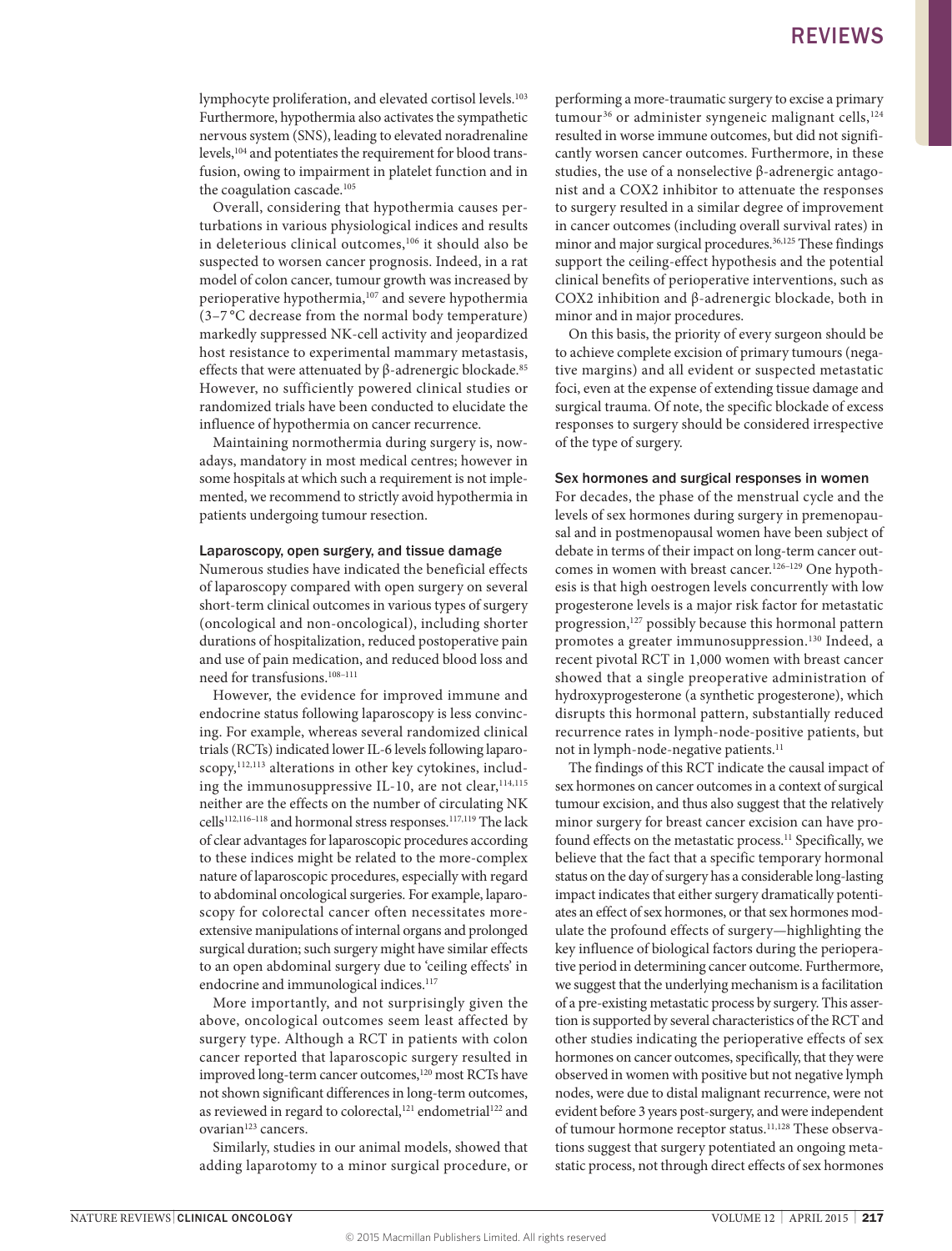lymphocyte proliferation, and elevated cortisol levels.[103] Furthermore, hypothermia also activates the sympathetic nervous system (SNS), leading to elevated noradrenaline levels,[104] and potentiates the requirement for blood transfusion, owing to impairment in platelet function and in the coagulation cascade.[105]

Overall, considering that hypothermia causes perturbations in various physiological indices and results in deleterious clinical outcomes,[106] it should also be suspected to worsen cancer prognosis. Indeed, in a rat model of colon cancer, tumour growth was increased by perioperative hypothermia,[107] and severe hypothermia (3–7 °C decrease from the normal body temperature) markedly suppressed NK-cell activity and jeopardized host resistance to experimental mammary metastasis, effects that were attenuated by β-adrenergic blockade.[85] However, no sufficiently powered clinical studies or randomized trials have been conducted to elucidate the influence of hypothermia on cancer recurrence.

Maintaining normothermia during surgery is, nowadays, mandatory in most medical centres; however in some hospitals at which such a requirement is not implemented, we recommend to strictly avoid hypothermia in patients undergoing tumour resection.

### Laparoscopy, open surgery, and tissue damage

Numerous studies have indicated the beneficial effects of laparoscopy compared with open surgery on several short-term clinical outcomes in various types of surgery (oncological and non-oncological), including shorter durations of hospitalization, reduced postoperative pain and use of pain medication, and reduced blood loss and need for transfusions.[108–111]

However, the evidence for improved immune and endocrine status following laparoscopy is less convincing. For example, whereas several randomized clinical trials (RCTs) indicated lower IL-6 levels following laparoscopy,[112,113] alterations in other key cytokines, including the immunosuppressive IL-10, are not clear,[114,115] neither are the effects on the number of circulating NK cells[112,116–118] and hormonal stress responses.[117,119] The lack of clear advantages for laparoscopic procedures according to these indices might be related to the more-complex nature of laparoscopic procedures, especially with regard to abdominal oncological surgeries. For example, laparoscopy for colorectal cancer often necessitates more-extensive manipulations of internal organs and prolonged surgical duration; such surgery might have similar effects to an open abdominal surgery due to 'ceiling effects' in endocrine and immunological indices.[117]

More importantly, and not surprisingly given the above, oncological outcomes seem least affected by surgery type. Although a RCT in patients with colon cancer reported that laparoscopic surgery resulted in improved long-term cancer outcomes,[120] most RCTs have not shown significant differences in long-term outcomes, as reviewed in regard to colorectal,[121] endometrial[122] and ovarian[123] cancers.

Similarly, studies in our animal models, showed that adding laparotomy to a minor surgical procedure, or performing a more-traumatic surgery to excise a primary tumour[36] or administer syngeneic malignant cells,[124] resulted in worse immune outcomes, but did not significantly worsen cancer outcomes. Furthermore, in these studies, the use of a nonselective β-adrenergic antagonist and a COX2 inhibitor to attenuate the responses to surgery resulted in a similar degree of improvement in cancer outcomes (including overall survival rates) in minor and major surgical procedures.[36,125] These findings support the ceiling-effect hypothesis and the potential clinical benefits of perioperative interventions, such as COX2 inhibition and β-adrenergic blockade, both in minor and in major procedures.

On this basis, the priority of every surgeon should be to achieve complete excision of primary tumours (negative margins) and all evident or suspected metastatic foci, even at the expense of extending tissue damage and surgical trauma. Of note, the specific blockade of excess responses to surgery should be considered irrespective of the type of surgery.

### Sex hormones and surgical responses in women

For decades, the phase of the menstrual cycle and the levels of sex hormones during surgery in premenopausal and in postmenopausal women have been subject of debate in terms of their impact on long-term cancer outcomes in women with breast cancer.[126–129] One hypothesis is that high oestrogen levels concurrently with low progesterone levels is a major risk factor for metastatic progression,[127] possibly because this hormonal pattern promotes a greater immunosuppression.[130] Indeed, a recent pivotal RCT in 1,000 women with breast cancer showed that a single preoperative administration of hydroxyprogesterone (a synthetic progesterone), which disrupts this hormonal pattern, substantially reduced recurrence rates in lymph-node-positive patients, but not in lymph-node-negative patients.[11]

The findings of this RCT indicate the causal impact of sex hormones on cancer outcomes in a context of surgical tumour excision, and thus also suggest that the relatively minor surgery for breast cancer excision can have profound effects on the metastatic process.[11] Specifically, we believe that the fact that a specific temporary hormonal status on the day of surgery has a considerable long-lasting impact indicates that either surgery dramatically potentiates an effect of sex hormones, or that sex hormones modulate the profound effects of surgery—highlighting the key influence of biological factors during the perioperative period in determining cancer outcome. Furthermore, we suggest that the underlying mechanism is a facilitation of a pre-existing metastatic process by surgery. This assertion is supported by several characteristics of the RCT and other studies indicating the perioperative effects of sex hormones on cancer outcomes, specifically, that they were observed in women with positive but not negative lymph nodes, were due to distal malignant recurrence, were not evident before 3 years post-surgery, and were independent of tumour hormone receptor status.[11,128] These observations suggest that surgery potentiated an ongoing metastatic process, not through direct effects of sex hormones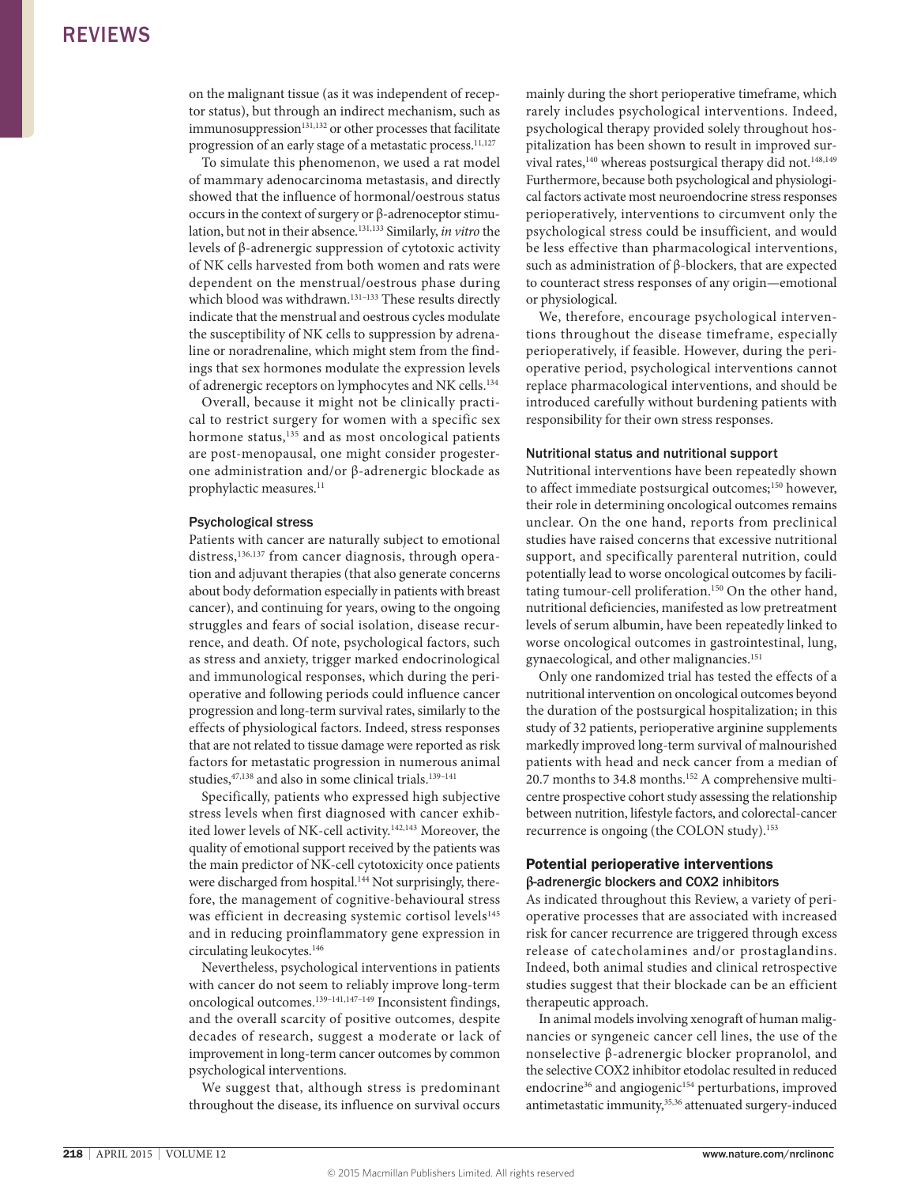on the malignant tissue (as it was independent of receptor status), but through an indirect mechanism, such as immunosuppression[131,132] or other processes that facilitate progression of an early stage of a metastatic process.[11,127]

To simulate this phenomenon, we used a rat model of mammary adenocarcinoma metastasis, and directly showed that the influence of hormonal/oestrous status occurs in the context of surgery or β-adrenoceptor stimulation, but not in their absence.[131,133] Similarly, *in vitro* the levels of β-adrenergic suppression of cytotoxic activity of NK cells harvested from both women and rats were dependent on the menstrual/oestrous phase during which blood was withdrawn.[131–133] These results directly indicate that the menstrual and oestrous cycles modulate the susceptibility of NK cells to suppression by adrenaline or noradrenaline, which might stem from the findings that sex hormones modulate the expression levels of adrenergic receptors on lymphocytes and NK cells.[134]

Overall, because it might not be clinically practical to restrict surgery for women with a specific sex hormone status,[135] and as most oncological patients are post-menopausal, one might consider progesterone administration and/or β-adrenergic blockade as prophylactic measures.[11]

### Psychological stress

Patients with cancer are naturally subject to emotional distress,[136,137] from cancer diagnosis, through operation and adjuvant therapies (that also generate concerns about body deformation especially in patients with breast cancer), and continuing for years, owing to the ongoing struggles and fears of social isolation, disease recurrence, and death. Of note, psychological factors, such as stress and anxiety, trigger marked endocrinological and immunological responses, which during the perioperative and following periods could influence cancer progression and long-term survival rates, similarly to the effects of physiological factors. Indeed, stress responses that are not related to tissue damage were reported as risk factors for metastatic progression in numerous animal studies,[47,138] and also in some clinical trials.[139–141]

Specifically, patients who expressed high subjective stress levels when first diagnosed with cancer exhibited lower levels of NK-cell activity.[142,143] Moreover, the quality of emotional support received by the patients was the main predictor of NK-cell cytotoxicity once patients were discharged from hospital.[144] Not surprisingly, therefore, the management of cognitive-behavioural stress was efficient in decreasing systemic cortisol levels[145] and in reducing proinflammatory gene expression in circulating leukocytes.[146]

Nevertheless, psychological interventions in patients with cancer do not seem to reliably improve long-term oncological outcomes.[139–141,147–149] Inconsistent findings, and the overall scarcity of positive outcomes, despite decades of research, suggest a moderate or lack of improvement in long-term cancer outcomes by common psychological interventions.

We suggest that, although stress is predominant throughout the disease, its influence on survival occurs mainly during the short perioperative timeframe, which rarely includes psychological interventions. Indeed, psychological therapy provided solely throughout hospitalization has been shown to result in improved survival rates,[140] whereas postsurgical therapy did not.[148,149] Furthermore, because both psychological and physiological factors activate most neuroendocrine stress responses perioperatively, interventions to circumvent only the psychological stress could be insufficient, and would be less effective than pharmacological interventions, such as administration of β-blockers, that are expected to counteract stress responses of any origin—emotional or physiological.

We, therefore, encourage psychological interventions throughout the disease timeframe, especially perioperatively, if feasible. However, during the perioperative period, psychological interventions cannot replace pharmacological interventions, and should be introduced carefully without burdening patients with responsibility for their own stress responses.

### Nutritional status and nutritional support

Nutritional interventions have been repeatedly shown to affect immediate postsurgical outcomes;[150] however, their role in determining oncological outcomes remains unclear. On the one hand, reports from preclinical studies have raised concerns that excessive nutritional support, and specifically parenteral nutrition, could potentially lead to worse oncological outcomes by facilitating tumour-cell proliferation.[150] On the other hand, nutritional deficiencies, manifested as low pretreatment levels of serum albumin, have been repeatedly linked to worse oncological outcomes in gastrointestinal, lung, gynaecological, and other malignancies.[151]

Only one randomized trial has tested the effects of a nutritional intervention on oncological outcomes beyond the duration of the postsurgical hospitalization; in this study of 32 patients, perioperative arginine supplements markedly improved long-term survival of malnourished patients with head and neck cancer from a median of 20.7 months to 34.8 months.[152] A comprehensive multicentre prospective cohort study assessing the relationship between nutrition, lifestyle factors, and colorectal-cancer recurrence is ongoing (the COLON study).[153]

## Potential perioperative interventions

### β-adrenergic blockers and COX2 inhibitors

As indicated throughout this Review, a variety of perioperative processes that are associated with increased risk for cancer recurrence are triggered through excess release of catecholamines and/or prostaglandins. Indeed, both animal studies and clinical retrospective studies suggest that their blockade can be an efficient therapeutic approach.

In animal models involving xenograft of human malignancies or syngeneic cancer cell lines, the use of the nonselective β-adrenergic blocker propranolol, and the selective COX2 inhibitor etodolac resulted in reduced endocrine[36] and angiogenic[154] perturbations, improved antimetastatic immunity,[35,36] attenuated surgery-induced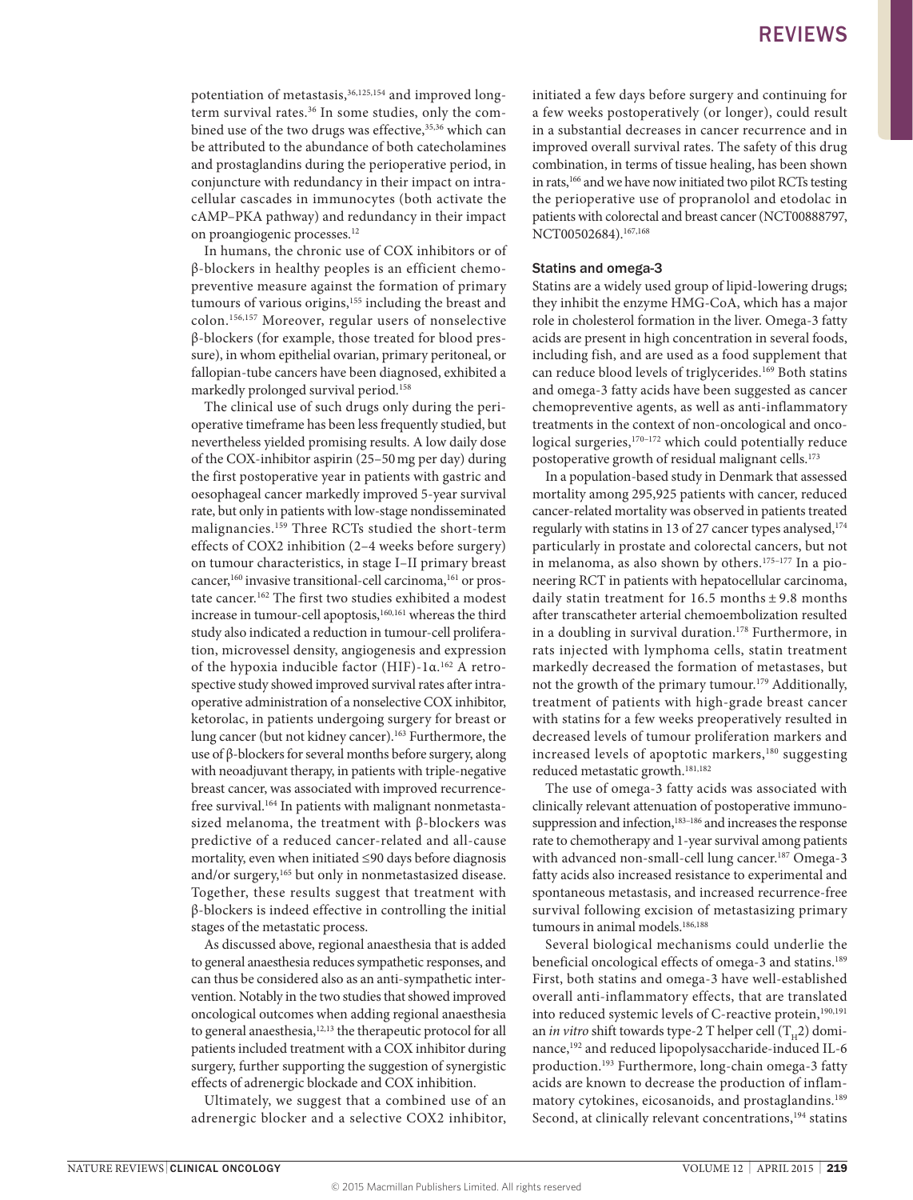potentiation of metastasis,[36,125,154] and improved long-term survival rates.[36] In some studies, only the combined use of the two drugs was effective,[35,36] which can be attributed to the abundance of both catecholamines and prostaglandins during the perioperative period, in conjuncture with redundancy in their impact on intracellular cascades in immunocytes (both activate the cAMP–PKA pathway) and redundancy in their impact on proangiogenic processes.[12]

In humans, the chronic use of COX inhibitors or of β-blockers in healthy peoples is an efficient chemopreventive measure against the formation of primary tumours of various origins,[155] including the breast and colon.[156,157] Moreover, regular users of nonselective β-blockers (for example, those treated for blood pressure), in whom epithelial ovarian, primary peritoneal, or fallopian-tube cancers have been diagnosed, exhibited a markedly prolonged survival period.[158]

The clinical use of such drugs only during the perioperative timeframe has been less frequently studied, but nevertheless yielded promising results. A low daily dose of the COX-inhibitor aspirin (25–50 mg per day) during the first postoperative year in patients with gastric and oesophageal cancer markedly improved 5-year survival rate, but only in patients with low-stage nondisseminated malignancies.[159] Three RCTs studied the short-term effects of COX2 inhibition (2–4 weeks before surgery) on tumour characteristics, in stage I–II primary breast cancer,[160] invasive transitional-cell carcinoma,[161] or prostate cancer.[162] The first two studies exhibited a modest increase in tumour-cell apoptosis,[160,161] whereas the third study also indicated a reduction in tumour-cell proliferation, microvessel density, angiogenesis and expression of the hypoxia inducible factor (HIF)-1α.[162] A retrospective study showed improved survival rates after intraoperative administration of a nonselective COX inhibitor, ketorolac, in patients undergoing surgery for breast or lung cancer (but not kidney cancer).[163] Furthermore, the use of β-blockers for several months before surgery, along with neoadjuvant therapy, in patients with triple-negative breast cancer, was associated with improved recurrence-free survival.[164] In patients with malignant nonmetastasized melanoma, the treatment with β-blockers was predictive of a reduced cancer-related and all-cause mortality, even when initiated ≤90 days before diagnosis and/or surgery,[165] but only in nonmetastasized disease. Together, these results suggest that treatment with β-blockers is indeed effective in controlling the initial stages of the metastatic process.

As discussed above, regional anaesthesia that is added to general anaesthesia reduces sympathetic responses, and can thus be considered also as an anti-sympathetic intervention. Notably in the two studies that showed improved oncological outcomes when adding regional anaesthesia to general anaesthesia,[12,13] the therapeutic protocol for all patients included treatment with a COX inhibitor during surgery, further supporting the suggestion of synergistic effects of adrenergic blockade and COX inhibition.

Ultimately, we suggest that a combined use of an adrenergic blocker and a selective COX2 inhibitor, initiated a few days before surgery and continuing for a few weeks postoperatively (or longer), could result in a substantial decreases in cancer recurrence and in improved overall survival rates. The safety of this drug combination, in terms of tissue healing, has been shown in rats,[166] and we have now initiated two pilot RCTs testing the perioperative use of propranolol and etodolac in patients with colorectal and breast cancer (NCT00888797, NCT00502684).[167,168]

### Statins and omega-3

Statins are a widely used group of lipid-lowering drugs; they inhibit the enzyme HMG-CoA, which has a major role in cholesterol formation in the liver. Omega-3 fatty acids are present in high concentration in several foods, including fish, and are used as a food supplement that can reduce blood levels of triglycerides.[169] Both statins and omega-3 fatty acids have been suggested as cancer chemopreventive agents, as well as anti-inflammatory treatments in the context of non-oncological and oncological surgeries,[170–172] which could potentially reduce postoperative growth of residual malignant cells.[173]

In a population-based study in Denmark that assessed mortality among 295,925 patients with cancer, reduced cancer-related mortality was observed in patients treated regularly with statins in 13 of 27 cancer types analysed,[174] particularly in prostate and colorectal cancers, but not in melanoma, as also shown by others.[175–177] In a pioneering RCT in patients with hepatocellular carcinoma, daily statin treatment for 16.5 months ± 9.8 months after transcatheter arterial chemoembolization resulted in a doubling in survival duration.[178] Furthermore, in rats injected with lymphoma cells, statin treatment markedly decreased the formation of metastases, but not the growth of the primary tumour.[179] Additionally, treatment of patients with high-grade breast cancer with statins for a few weeks preoperatively resulted in decreased levels of tumour proliferation markers and increased levels of apoptotic markers,[180] suggesting reduced metastatic growth.[181,182]

The use of omega-3 fatty acids was associated with clinically relevant attenuation of postoperative immunosuppression and infection,[183–186] and increases the response rate to chemotherapy and 1-year survival among patients with advanced non-small-cell lung cancer.[187] Omega-3 fatty acids also increased resistance to experimental and spontaneous metastasis, and increased recurrence-free survival following excision of metastasizing primary tumours in animal models.[186,188]

Several biological mechanisms could underlie the beneficial oncological effects of omega-3 and statins.[189] First, both statins and omega-3 have well-established overall anti-inflammatory effects, that are translated into reduced systemic levels of C-reactive protein,[190,191] an *in vitro* shift towards type-2 T helper cell ($T_H2$) dominance,[192] and reduced lipopolysaccharide-induced IL-6 production.[193] Furthermore, long-chain omega-3 fatty acids are known to decrease the production of inflammatory cytokines, eicosanoids, and prostaglandins.[189] Second, at clinically relevant concentrations,[194] statins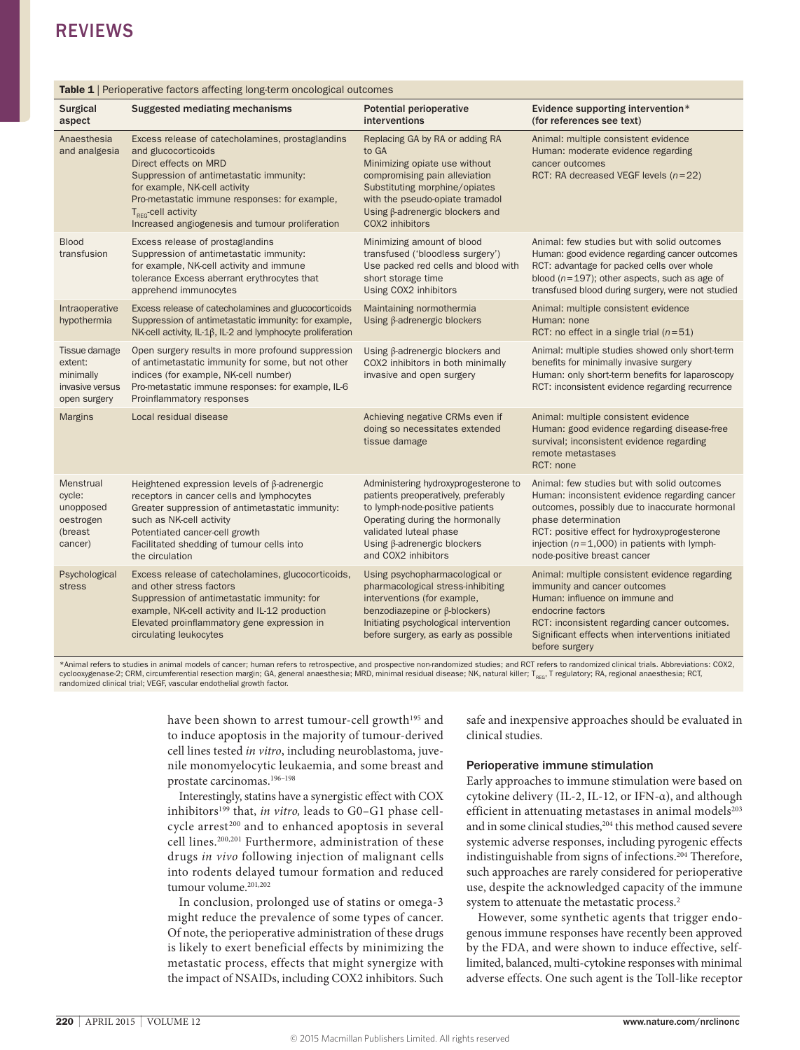**Table 1** | Perioperative factors affecting long-term oncological outcomes

| Surgical aspect | Suggested mediating mechanisms | Potential perioperative interventions | Evidence supporting intervention* (for references see text) |
|---|---|---|---|
| Anaesthesia and analgesia | Excess release of catecholamines, prostaglandins and glucocorticoids<br>Direct effects on MRD<br>Suppression of antimetastatic immunity: for example, NK-cell activity<br>Pro-metastatic immune responses: for example, $T_{REG}$-cell activity<br>Increased angiogenesis and tumour proliferation | Replacing GA by RA or adding RA to GA<br>Minimizing opiate use without compromising pain alleviation<br>Substituting morphine/opiates with the pseudo-opiate tramadol<br>Using β-adrenergic blockers and COX2 inhibitors | Animal: multiple consistent evidence<br>Human: moderate evidence regarding cancer outcomes<br>RCT: RA decreased VEGF levels ($n$=22) |
| Blood transfusion | Excess release of prostaglandins<br>Suppression of antimetastatic immunity: for example, NK-cell activity and immune tolerance Excess aberrant erythrocytes that apprehend immunocytes | Minimizing amount of blood transfused ('bloodless surgery')<br>Use packed red cells and blood with short storage time<br>Using COX2 inhibitors | Animal: few studies but with solid outcomes<br>Human: good evidence regarding cancer outcomes<br>RCT: advantage for packed cells over whole blood ($n$=197); other aspects, such as age of transfused blood during surgery, were not studied |
| Intraoperative hypothermia | Excess release of catecholamines and glucocorticoids<br>Suppression of antimetastatic immunity: for example, NK-cell activity, IL-1β, IL-2 and lymphocyte proliferation | Maintaining normothermia<br>Using β-adrenergic blockers | Animal: multiple consistent evidence<br>Human: none<br>RCT: no effect in a single trial ($n$=51) |
| Tissue damage extent: minimally invasive versus open surgery | Open surgery results in more profound suppression of antimetastatic immunity for some, but not other indices (for example, NK-cell number)<br>Pro-metastatic immune responses: for example, IL-6 Proinflammatory responses | Using β-adrenergic blockers and COX2 inhibitors in both minimally invasive and open surgery | Animal: multiple studies showed only short-term benefits for minimally invasive surgery<br>Human: only short-term benefits for laparoscopy<br>RCT: inconsistent evidence regarding recurrence |
| Margins | Local residual disease | Achieving negative CRMs even if doing so necessitates extended tissue damage | Animal: multiple consistent evidence<br>Human: good evidence regarding disease-free survival; inconsistent evidence regarding remote metastases<br>RCT: none |
| Menstrual cycle: unopposed oestrogen (breast cancer) | Heightened expression levels of β-adrenergic receptors in cancer cells and lymphocytes<br>Greater suppression of antimetastatic immunity: such as NK-cell activity<br>Potentiated cancer-cell growth<br>Facilitated shedding of tumour cells into the circulation | Administering hydroxyprogesterone to patients preoperatively, preferably to lymph-node-positive patients<br>Operating during the hormonally validated luteal phase<br>Using β-adrenergic blockers and COX2 inhibitors | Animal: few studies but with solid outcomes<br>Human: inconsistent evidence regarding cancer outcomes, possibly due to inaccurate hormonal phase determination<br>RCT: positive effect for hydroxyprogesterone injection ($n$=1,000) in patients with lymph-node-positive breast cancer |
| Psychological stress | Excess release of catecholamines, glucocorticoids, and other stress factors<br>Suppression of antimetastatic immunity: for example, NK-cell activity and IL-12 production<br>Elevated proinflammatory gene expression in circulating leukocytes | Using psychopharmacological or pharmacological stress-inhibiting interventions (for example, benzodiazepine or β-blockers)<br>Initiating psychological intervention before surgery, as early as possible | Animal: multiple consistent evidence regarding immunity and cancer outcomes<br>Human: influence on immune and endocrine factors<br>RCT: inconsistent regarding cancer outcomes. Significant effects when interventions initiated before surgery |

*Animal refers to studies in animal models of cancer; human refers to retrospective, and prospective non-randomized studies; and RCT refers to randomized clinical trials. Abbreviations: COX2, cyclooxygenase-2; CRM, circumferential resection margin; GA, general anaesthesia; MRD, minimal residual disease; NK, natural killer; $T_{REG}$, T regulatory; RA, regional anaesthesia; RCT, randomized clinical trial; VEGF, vascular endothelial growth factor.

have been shown to arrest tumour-cell growth[195] and to induce apoptosis in the majority of tumour-derived cell lines tested *in vitro*, including neuroblastoma, juvenile monomyelocytic leukaemia, and some breast and prostate carcinomas.[196–198]

Interestingly, statins have a synergistic effect with COX inhibitors[199] that, *in vitro,* leads to G0–G1 phase cell-cycle arrest[200] and to enhanced apoptosis in several cell lines.[200,201] Furthermore, administration of these drugs *in vivo* following injection of malignant cells into rodents delayed tumour formation and reduced tumour volume.[201,202]

In conclusion, prolonged use of statins or omega-3 might reduce the prevalence of some types of cancer. Of note, the perioperative administration of these drugs is likely to exert beneficial effects by minimizing the metastatic process, effects that might synergize with the impact of NSAIDs, including COX2 inhibitors. Such safe and inexpensive approaches should be evaluated in clinical studies.

### Perioperative immune stimulation

Early approaches to immune stimulation were based on cytokine delivery (IL-2, IL-12, or IFN-α), and although efficient in attenuating metastases in animal models[203] and in some clinical studies,[204] this method caused severe systemic adverse responses, including pyrogenic effects indistinguishable from signs of infections.[204] Therefore, such approaches are rarely considered for perioperative use, despite the acknowledged capacity of the immune system to attenuate the metastatic process.[2]

However, some synthetic agents that trigger endogenous immune responses have recently been approved by the FDA, and were shown to induce effective, self-limited, balanced, multi-cytokine responses with minimal adverse effects. One such agent is the Toll-like receptor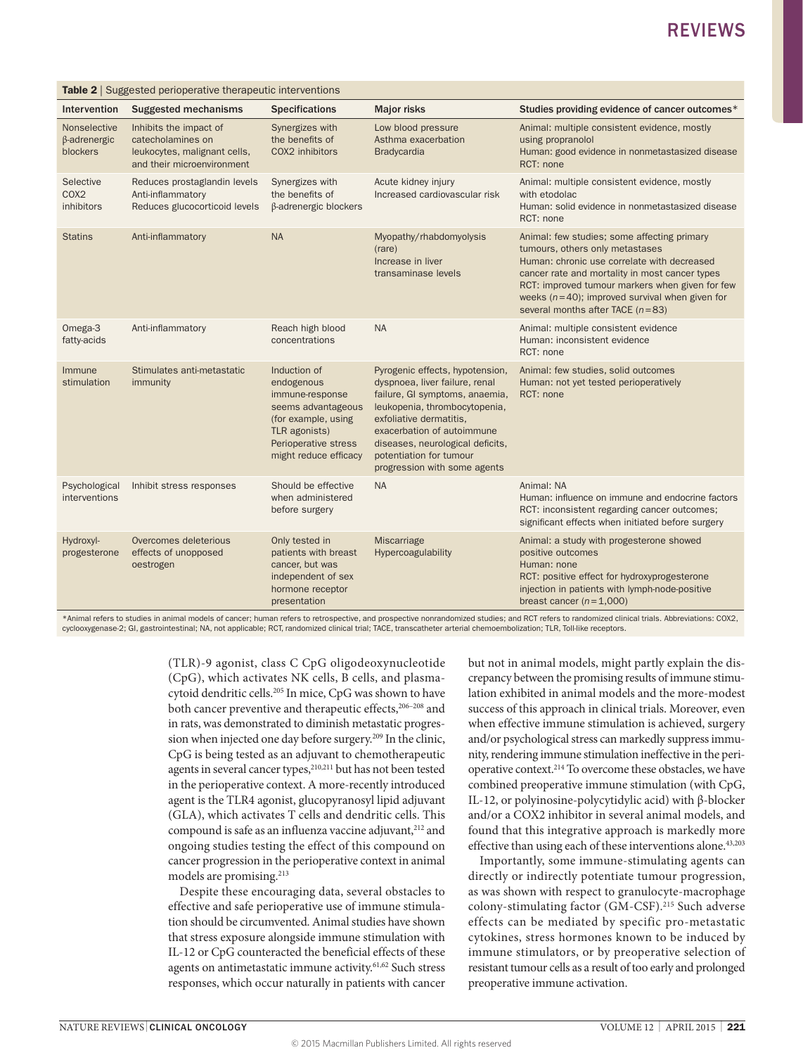**Table 2** | Suggested perioperative therapeutic interventions

| Intervention | Suggested mechanisms | Specifications | Major risks | Studies providing evidence of cancer outcomes* |
|---|---|---|---|---|
| Nonselective β-adrenergic blockers | Inhibits the impact of catecholamines on leukocytes, malignant cells, and their microenvironment | Synergizes with the benefits of COX2 inhibitors | Low blood pressure<br>Asthma exacerbation<br>Bradycardia | Animal: multiple consistent evidence, mostly using propranolol<br>Human: good evidence in nonmetastasized disease<br>RCT: none |
| Selective COX2 inhibitors | Reduces prostaglandin levels<br>Anti-inflammatory<br>Reduces glucocorticoid levels | Synergizes with the benefits of β-adrenergic blockers | Acute kidney injury<br>Increased cardiovascular risk | Animal: multiple consistent evidence, mostly with etodolac<br>Human: solid evidence in nonmetastasized disease<br>RCT: none |
| Statins | Anti-inflammatory | NA | Myopathy/rhabdomyolysis (rare)<br>Increase in liver transaminase levels | Animal: few studies; some affecting primary tumours, others only metastases<br>Human: chronic use correlate with decreased cancer rate and mortality in most cancer types<br>RCT: improved tumour markers when given for few weeks ($n=40$); improved survival when given for several months after TACE ($n=83$) |
| Omega-3 fatty-acids | Anti-inflammatory | Reach high blood concentrations | NA | Animal: multiple consistent evidence<br>Human: inconsistent evidence<br>RCT: none |
| Immune stimulation | Stimulates anti-metastatic immunity | Induction of endogenous immune-response seems advantageous (for example, using TLR agonists)<br>Perioperative stress might reduce efficacy | Pyrogenic effects, hypotension, dyspnoea, liver failure, renal failure, GI symptoms, anaemia, leukopenia, thrombocytopenia, exfoliative dermatitis, exacerbation of autoimmune diseases, neurological deficits, potentiation for tumour progression with some agents | Animal: few studies, solid outcomes<br>Human: not yet tested perioperatively<br>RCT: none |
| Psychological interventions | Inhibit stress responses | Should be effective when administered before surgery | NA | Animal: NA<br>Human: influence on immune and endocrine factors<br>RCT: inconsistent regarding cancer outcomes; significant effects when initiated before surgery |
| Hydroxyl-progesterone | Overcomes deleterious effects of unopposed oestrogen | Only tested in patients with breast cancer, but was independent of sex hormone receptor presentation | Miscarriage<br>Hypercoagulability | Animal: a study with progesterone showed positive outcomes<br>Human: none<br>RCT: positive effect for hydroxyprogesterone injection in patients with lymph-node-positive breast cancer ($n=1{,}000$) |

*Animal refers to studies in animal models of cancer; human refers to retrospective, and prospective nonrandomized studies; and RCT refers to randomized clinical trials. Abbreviations: COX2, cyclooxygenase-2; GI, gastrointestinal; NA, not applicable; RCT, randomized clinical trial; TACE, transcatheter arterial chemoembolization; TLR, Toll-like receptors.

(TLR)-9 agonist, class C CpG oligodeoxynucleotide (CpG), which activates NK cells, B cells, and plasmacytoid dendritic cells.[205] In mice, CpG was shown to have both cancer preventive and therapeutic effects,[206–208] and in rats, was demonstrated to diminish metastatic progression when injected one day before surgery.[209] In the clinic, CpG is being tested as an adjuvant to chemotherapeutic agents in several cancer types,[210,211] but has not been tested in the perioperative context. A more-recently introduced agent is the TLR4 agonist, glucopyranosyl lipid adjuvant (GLA), which activates T cells and dendritic cells. This compound is safe as an influenza vaccine adjuvant,[212] and ongoing studies testing the effect of this compound on cancer progression in the perioperative context in animal models are promising.[213]

Despite these encouraging data, several obstacles to effective and safe perioperative use of immune stimulation should be circumvented. Animal studies have shown that stress exposure alongside immune stimulation with IL-12 or CpG counteracted the beneficial effects of these agents on antimetastatic immune activity.[61,62] Such stress responses, which occur naturally in patients with cancer but not in animal models, might partly explain the discrepancy between the promising results of immune stimulation exhibited in animal models and the more-modest success of this approach in clinical trials. Moreover, even when effective immune stimulation is achieved, surgery and/or psychological stress can markedly suppress immunity, rendering immune stimulation ineffective in the perioperative context.[214] To overcome these obstacles, we have combined preoperative immune stimulation (with CpG, IL-12, or polyinosine-polycytidylic acid) with β-blocker and/or a COX2 inhibitor in several animal models, and found that this integrative approach is markedly more effective than using each of these interventions alone.[43,203]

Importantly, some immune-stimulating agents can directly or indirectly potentiate tumour progression, as was shown with respect to granulocyte-macrophage colony-stimulating factor (GM-CSF).[215] Such adverse effects can be mediated by specific pro-metastatic cytokines, stress hormones known to be induced by immune stimulators, or by preoperative selection of resistant tumour cells as a result of too early and prolonged preoperative immune activation.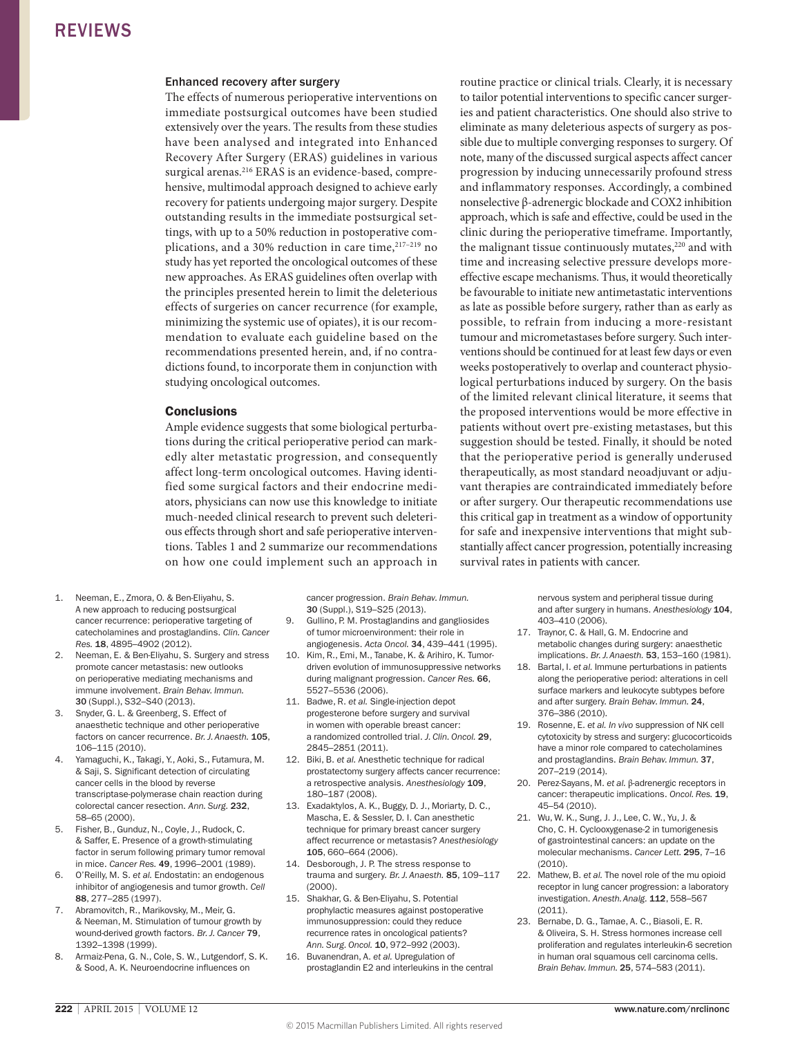### Enhanced recovery after surgery

The effects of numerous perioperative interventions on immediate postsurgical outcomes have been studied extensively over the years. The results from these studies have been analysed and integrated into Enhanced Recovery After Surgery (ERAS) guidelines in various surgical arenas.[216] ERAS is an evidence-based, comprehensive, multimodal approach designed to achieve early recovery for patients undergoing major surgery. Despite outstanding results in the immediate postsurgical settings, with up to a 50% reduction in postoperative complications, and a 30% reduction in care time,[217–219] no study has yet reported the oncological outcomes of these new approaches. As ERAS guidelines often overlap with the principles presented herein to limit the deleterious effects of surgeries on cancer recurrence (for example, minimizing the systemic use of opiates), it is our recommendation to evaluate each guideline based on the recommendations presented herein, and, if no contradictions found, to incorporate them in conjunction with studying oncological outcomes.

## Conclusions

Ample evidence suggests that some biological perturbations during the critical perioperative period can markedly alter metastatic progression, and consequently affect long-term oncological outcomes. Having identified some surgical factors and their endocrine mediators, physicians can now use this knowledge to initiate much-needed clinical research to prevent such deleterious effects through short and safe perioperative interventions. Tables 1 and 2 summarize our recommendations on how one could implement such an approach in routine practice or clinical trials. Clearly, it is necessary to tailor potential interventions to specific cancer surgeries and patient characteristics. One should also strive to eliminate as many deleterious aspects of surgery as possible due to multiple converging responses to surgery. Of note, many of the discussed surgical aspects affect cancer progression by inducing unnecessarily profound stress and inflammatory responses. Accordingly, a combined nonselective β-adrenergic blockade and COX2 inhibition approach, which is safe and effective, could be used in the clinic during the perioperative timeframe. Importantly, the malignant tissue continuously mutates,[220] and with time and increasing selective pressure develops more-effective escape mechanisms. Thus, it would theoretically be favourable to initiate new antimetastatic interventions as late as possible before surgery, rather than as early as possible, to refrain from inducing a more-resistant tumour and micrometastases before surgery. Such interventions should be continued for at least few days or even weeks postoperatively to overlap and counteract physiological perturbations induced by surgery. On the basis of the limited relevant clinical literature, it seems that the proposed interventions would be more effective in patients without overt pre-existing metastases, but this suggestion should be tested. Finally, it should be noted that the perioperative period is generally underused therapeutically, as most standard neoadjuvant or adjuvant therapies are contraindicated immediately before or after surgery. Our therapeutic recommendations use this critical gap in treatment as a window of opportunity for safe and inexpensive interventions that might substantially affect cancer progression, potentially increasing survival rates in patients with cancer.

1. Neeman, E., Zmora, O. & Ben-Eliyahu, S. A new approach to reducing postsurgical cancer recurrence: perioperative targeting of catecholamines and prostaglandins. *Clin. Cancer Res.* **18**, 4895–4902 (2012).
2. Neeman, E. & Ben-Eliyahu, S. Surgery and stress promote cancer metastasis: new outlooks on perioperative mediating mechanisms and immune involvement. *Brain Behav. Immun.* **30** (Suppl.), S32–S40 (2013).
3. Snyder, G. L. & Greenberg, S. Effect of anaesthetic technique and other perioperative factors on cancer recurrence. *Br. J. Anaesth.* **105**, 106–115 (2010).
4. Yamaguchi, K., Takagi, Y., Aoki, S., Futamura, M. & Saji, S. Significant detection of circulating cancer cells in the blood by reverse transcriptase-polymerase chain reaction during colorectal cancer resection. *Ann. Surg.* **232**, 58–65 (2000).
5. Fisher, B., Gunduz, N., Coyle, J., Rudock, C. & Saffer, E. Presence of a growth-stimulating factor in serum following primary tumor removal in mice. *Cancer Res.* **49**, 1996–2001 (1989).
6. O'Reilly, M. S. *et al.* Endostatin: an endogenous inhibitor of angiogenesis and tumor growth. *Cell* **88**, 277–285 (1997).
7. Abramovitch, R., Marikovsky, M., Meir, G. & Neeman, M. Stimulation of tumour growth by wound-derived growth factors. *Br. J. Cancer* **79**, 1392–1398 (1999).
8. Armaiz-Pena, G. N., Cole, S. W., Lutgendorf, S. K. & Sood, A. K. Neuroendocrine influences on cancer progression. *Brain Behav. Immun.* **30** (Suppl.), S19–S25 (2013).
9. Gullino, P. M. Prostaglandins and gangliosides of tumor microenvironment: their role in angiogenesis. *Acta Oncol.* **34**, 439–441 (1995).
10. Kim, R., Emi, M., Tanabe, K. & Arihiro, K. Tumor-driven evolution of immunosuppressive networks during malignant progression. *Cancer Res.* **66**, 5527–5536 (2006).
11. Badwe, R. *et al.* Single-injection depot progesterone before surgery and survival in women with operable breast cancer: a randomized controlled trial. *J. Clin. Oncol.* **29**, 2845–2851 (2011).
12. Biki, B. *et al.* Anesthetic technique for radical prostatectomy surgery affects cancer recurrence: a retrospective analysis. *Anesthesiology* **109**, 180–187 (2008).
13. Exadaktylos, A. K., Buggy, D. J., Moriarty, D. C., Mascha, E. & Sessler, D. I. Can anesthetic technique for primary breast cancer surgery affect recurrence or metastasis? *Anesthesiology* **105**, 660–664 (2006).
14. Desborough, J. P. The stress response to trauma and surgery. *Br. J. Anaesth.* **85**, 109–117 (2000).
15. Shakhar, G. & Ben-Eliyahu, S. Potential prophylactic measures against postoperative immunosuppression: could they reduce recurrence rates in oncological patients? *Ann. Surg. Oncol.* **10**, 972–992 (2003).
16. Buvanendran, A. *et al.* Upregulation of prostaglandin E2 and interleukins in the central nervous system and peripheral tissue during and after surgery in humans. *Anesthesiology* **104**, 403–410 (2006).
17. Traynor, C. & Hall, G. M. Endocrine and metabolic changes during surgery: anaesthetic implications. *Br. J. Anaesth.* **53**, 153–160 (1981).
18. Bartal, I. *et al.* Immune perturbations in patients along the perioperative period: alterations in cell surface markers and leukocyte subtypes before and after surgery. *Brain Behav. Immun.* **24**, 376–386 (2010).
19. Rosenne, E. *et al. In vivo* suppression of NK cell cytotoxicity by stress and surgery: glucocorticoids have a minor role compared to catecholamines and prostaglandins. *Brain Behav. Immun.* **37**, 207–219 (2014).
20. Perez-Sayans, M. *et al.* β-adrenergic receptors in cancer: therapeutic implications. *Oncol. Res.* **19**, 45–54 (2010).
21. Wu, W. K., Sung, J. J., Lee, C. W., Yu, J. & Cho, C. H. Cyclooxygenase-2 in tumorigenesis of gastrointestinal cancers: an update on the molecular mechanisms. *Cancer Lett.* **295**, 7–16 (2010).
22. Mathew, B. *et al.* The novel role of the mu opioid receptor in lung cancer progression: a laboratory investigation. *Anesth. Analg.* **112**, 558–567 (2011).
23. Bernabe, D. G., Tamae, A. C., Biasoli, E. R. & Oliveira, S. H. Stress hormones increase cell proliferation and regulates interleukin-6 secretion in human oral squamous cell carcinoma cells. *Brain Behav. Immun.* **25**, 574–583 (2011).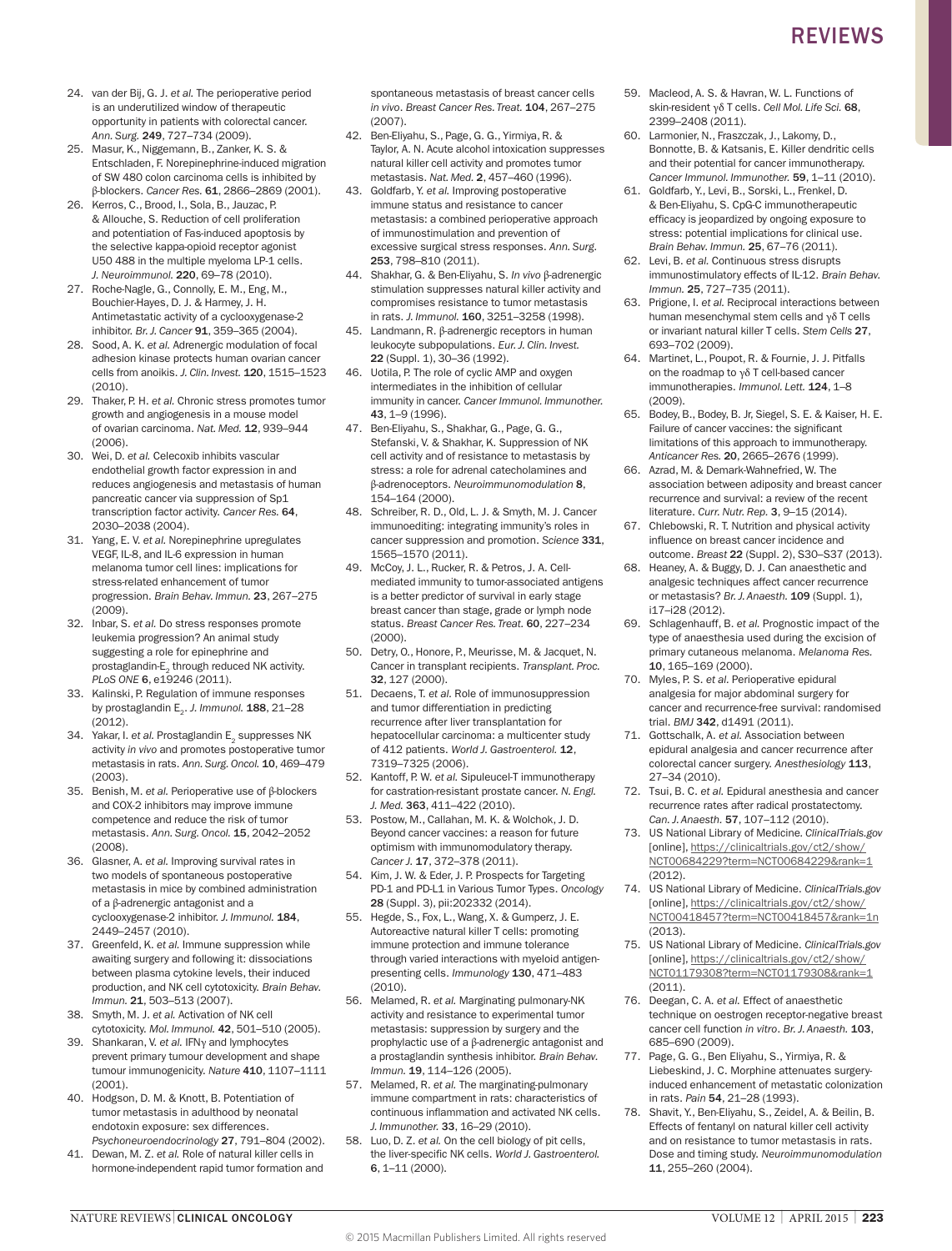24. van der Bij, G. J. *et al.* The perioperative period is an underutilized window of therapeutic opportunity in patients with colorectal cancer. *Ann. Surg.* **249**, 727–734 (2009).
25. Masur, K., Niggemann, B., Zanker, K. S. & Entschladen, F. Norepinephrine-induced migration of SW 480 colon carcinoma cells is inhibited by β-blockers. *Cancer Res.* **61**, 2866–2869 (2001).
26. Kerros, C., Brood, I., Sola, B., Jauzac, P. & Allouche, S. Reduction of cell proliferation and potentiation of Fas-induced apoptosis by the selective kappa-opioid receptor agonist U50 488 in the multiple myeloma LP-1 cells. *J. Neuroimmunol.* **220**, 69–78 (2010).
27. Roche-Nagle, G., Connolly, E. M., Eng, M., Bouchier-Hayes, D. J. & Harmey, J. H. Antimetastatic activity of a cyclooxygenase-2 inhibitor. *Br. J. Cancer* **91**, 359–365 (2004).
28. Sood, A. K. *et al.* Adrenergic modulation of focal adhesion kinase protects human ovarian cancer cells from anoikis. *J. Clin. Invest.* **120**, 1515–1523 (2010).
29. Thaker, P. H. *et al.* Chronic stress promotes tumor growth and angiogenesis in a mouse model of ovarian carcinoma. *Nat. Med.* **12**, 939–944 (2006).
30. Wei, D. *et al.* Celecoxib inhibits vascular endothelial growth factor expression in and reduces angiogenesis and metastasis of human pancreatic cancer via suppression of Sp1 transcription factor activity. *Cancer Res.* **64**, 2030–2038 (2004).
31. Yang, E. V. *et al.* Norepinephrine upregulates VEGF, IL-8, and IL-6 expression in human melanoma tumor cell lines: implications for stress-related enhancement of tumor progression. *Brain Behav. Immun.* **23**, 267–275 (2009).
32. Inbar, S. *et al.* Do stress responses promote leukemia progression? An animal study suggesting a role for epinephrine and prostaglandin-$E_2$ through reduced NK activity. *PLoS ONE* **6**, e19246 (2011).
33. Kalinski, P. Regulation of immune responses by prostaglandin $E_2$. *J. Immunol.* **188**, 21–28 (2012).
34. Yakar, I. *et al.* Prostaglandin $E_2$ suppresses NK activity *in vivo* and promotes postoperative tumor metastasis in rats. *Ann. Surg. Oncol.* **10**, 469–479 (2003).
35. Benish, M. *et al.* Perioperative use of β-blockers and COX-2 inhibitors may improve immune competence and reduce the risk of tumor metastasis. *Ann. Surg. Oncol.* **15**, 2042–2052 (2008).
36. Glasner, A. *et al.* Improving survival rates in two models of spontaneous postoperative metastasis in mice by combined administration of a β-adrenergic antagonist and a cyclooxygenase-2 inhibitor. *J. Immunol.* **184**, 2449–2457 (2010).
37. Greenfeld, K. *et al.* Immune suppression while awaiting surgery and following it: dissociations between plasma cytokine levels, their induced production, and NK cell cytotoxicity. *Brain Behav. Immun.* **21**, 503–513 (2007).
38. Smyth, M. J. *et al.* Activation of NK cell cytotoxicity. *Mol. Immunol.* **42**, 501–510 (2005).
39. Shankaran, V. *et al.* IFNγ and lymphocytes prevent primary tumour development and shape tumour immunogenicity. *Nature* **410**, 1107–1111 (2001).
40. Hodgson, D. M. & Knott, B. Potentiation of tumor metastasis in adulthood by neonatal endotoxin exposure: sex differences. *Psychoneuroendocrinology* **27**, 791–804 (2002).
41. Dewan, M. Z. *et al.* Role of natural killer cells in hormone-independent rapid tumor formation and spontaneous metastasis of breast cancer cells *in vivo*. *Breast Cancer Res. Treat.* **104**, 267–275 (2007).
42. Ben-Eliyahu, S., Page, G. G., Yirmiya, R. & Taylor, A. N. Acute alcohol intoxication suppresses natural killer cell activity and promotes tumor metastasis. *Nat. Med.* **2**, 457–460 (1996).
43. Goldfarb, Y. *et al.* Improving postoperative immune status and resistance to cancer metastasis: a combined perioperative approach of immunostimulation and prevention of excessive surgical stress responses. *Ann. Surg.* **253**, 798–810 (2011).
44. Shakhar, G. & Ben-Eliyahu, S. *In vivo* β-adrenergic stimulation suppresses natural killer activity and compromises resistance to tumor metastasis in rats. *J. Immunol.* **160**, 3251–3258 (1998).
45. Landmann, R. β-adrenergic receptors in human leukocyte subpopulations. *Eur. J. Clin. Invest.* **22** (Suppl. 1), 30–36 (1992).
46. Uotila, P. The role of cyclic AMP and oxygen intermediates in the inhibition of cellular immunity in cancer. *Cancer Immunol. Immunother.* **43**, 1–9 (1996).
47. Ben-Eliyahu, S., Shakhar, G., Page, G. G., Stefanski, V. & Shakhar, K. Suppression of NK cell activity and of resistance to metastasis by stress: a role for adrenal catecholamines and β-adrenoceptors. *Neuroimmunomodulation* **8**, 154–164 (2000).
48. Schreiber, R. D., Old, L. J. & Smyth, M. J. Cancer immunoediting: integrating immunity's roles in cancer suppression and promotion. *Science* **331**, 1565–1570 (2011).
49. McCoy, J. L., Rucker, R. & Petros, J. A. Cell-mediated immunity to tumor-associated antigens is a better predictor of survival in early stage breast cancer than stage, grade or lymph node status. *Breast Cancer Res. Treat.* **60**, 227–234 (2000).
50. Detry, O., Honore, P., Meurisse, M. & Jacquet, N. Cancer in transplant recipients. *Transplant. Proc.* **32**, 127 (2000).
51. Decaens, T. *et al.* Role of immunosuppression and tumor differentiation in predicting recurrence after liver transplantation for hepatocellular carcinoma: a multicenter study of 412 patients. *World J. Gastroenterol.* **12**, 7319–7325 (2006).
52. Kantoff, P. W. *et al.* Sipuleucel-T immunotherapy for castration-resistant prostate cancer. *N. Engl. J. Med.* **363**, 411–422 (2010).
53. Postow, M., Callahan, M. K. & Wolchok, J. D. Beyond cancer vaccines: a reason for future optimism with immunomodulatory therapy. *Cancer J.* **17**, 372–378 (2011).
54. Kim, J. W. & Eder, J. P. Prospects for Targeting PD-1 and PD-L1 in Various Tumor Types. *Oncology* **28** (Suppl. 3), pii:202332 (2014).
55. Hegde, S., Fox, L., Wang, X. & Gumperz, J. E. Autoreactive natural killer T cells: promoting immune protection and immune tolerance through varied interactions with myeloid antigen-presenting cells. *Immunology* **130**, 471–483 (2010).
56. Melamed, R. *et al.* Marginating pulmonary-NK activity and resistance to experimental tumor metastasis: suppression by surgery and the prophylactic use of a β-adrenergic antagonist and a prostaglandin synthesis inhibitor. *Brain Behav. Immun.* **19**, 114–126 (2005).
57. Melamed, R. *et al.* The marginating-pulmonary immune compartment in rats: characteristics of continuous inflammation and activated NK cells. *J. Immunother.* **33**, 16–29 (2010).
58. Luo, D. Z. *et al.* On the cell biology of pit cells, the liver-specific NK cells. *World J. Gastroenterol.* **6**, 1–11 (2000).
59. Macleod, A. S. & Havran, W. L. Functions of skin-resident γδ T cells. *Cell Mol. Life Sci.* **68**, 2399–2408 (2011).
60. Larmonier, N., Fraszczak, J., Lakomy, D., Bonnotte, B. & Katsanis, E. Killer dendritic cells and their potential for cancer immunotherapy. *Cancer Immunol. Immunother.* **59**, 1–11 (2010).
61. Goldfarb, Y., Levi, B., Sorski, L., Frenkel, D. & Ben-Eliyahu, S. CpG-C immunotherapeutic efficacy is jeopardized by ongoing exposure to stress: potential implications for clinical use. *Brain Behav. Immun.* **25**, 67–76 (2011).
62. Levi, B. *et al.* Continuous stress disrupts immunostimulatory effects of IL-12. *Brain Behav. Immun.* **25**, 727–735 (2011).
63. Prigione, I. *et al.* Reciprocal interactions between human mesenchymal stem cells and γδ T cells or invariant natural killer T cells. *Stem Cells* **27**, 693–702 (2009).
64. Martinet, L., Poupot, R. & Fournie, J. J. Pitfalls on the roadmap to γδ T cell-based cancer immunotherapies. *Immunol. Lett.* **124**, 1–8 (2009).
65. Bodey, B., Bodey, B. Jr, Siegel, S. E. & Kaiser, H. E. Failure of cancer vaccines: the significant limitations of this approach to immunotherapy. *Anticancer Res.* **20**, 2665–2676 (1999).
66. Azrad, M. & Demark-Wahnefried, W. The association between adiposity and breast cancer recurrence and survival: a review of the recent literature. *Curr. Nutr. Rep.* **3**, 9–15 (2014).
67. Chlebowski, R. T. Nutrition and physical activity influence on breast cancer incidence and outcome. *Breast* **22** (Suppl. 2), S30–S37 (2013).
68. Heaney, A. & Buggy, D. J. Can anaesthetic and analgesic techniques affect cancer recurrence or metastasis? *Br. J. Anaesth.* **109** (Suppl. 1), i17–i28 (2012).
69. Schlagenhauff, B. *et al.* Prognostic impact of the type of anaesthesia used during the excision of primary cutaneous melanoma. *Melanoma Res.* **10**, 165–169 (2000).
70. Myles, P. S. *et al.* Perioperative epidural analgesia for major abdominal surgery for cancer and recurrence-free survival: randomised trial. *BMJ* **342**, d1491 (2011).
71. Gottschalk, A. *et al.* Association between epidural analgesia and cancer recurrence after colorectal cancer surgery. *Anesthesiology* **113**, 27–34 (2010).
72. Tsui, B. C. *et al.* Epidural anesthesia and cancer recurrence rates after radical prostatectomy. *Can. J. Anaesth.* **57**, 107–112 (2010).
73. US National Library of Medicine. *ClinicalTrials.gov* [online], https://clinicaltrials.gov/ct2/show/NCT00684229?term=NCT00684229&rank=1 (2012).
74. US National Library of Medicine. *ClinicalTrials.gov* [online], https://clinicaltrials.gov/ct2/show/NCT00418457?term=NCT00418457&rank=1n (2013).
75. US National Library of Medicine. *ClinicalTrials.gov* [online], https://clinicaltrials.gov/ct2/show/NCT01179308?term=NCT01179308&rank=1 (2011).
76. Deegan, C. A. *et al.* Effect of anaesthetic technique on oestrogen receptor-negative breast cancer cell function *in vitro*. *Br. J. Anaesth.* **103**, 685–690 (2009).
77. Page, G. G., Ben Eliyahu, S., Yirmiya, R. & Liebeskind, J. C. Morphine attenuates surgery-induced enhancement of metastatic colonization in rats. *Pain* **54**, 21–28 (1993).
78. Shavit, Y., Ben-Eliyahu, S., Zeidel, A. & Beilin, B. Effects of fentanyl on natural killer cell activity and on resistance to tumor metastasis in rats. Dose and timing study. *Neuroimmunomodulation* **11**, 255–260 (2004).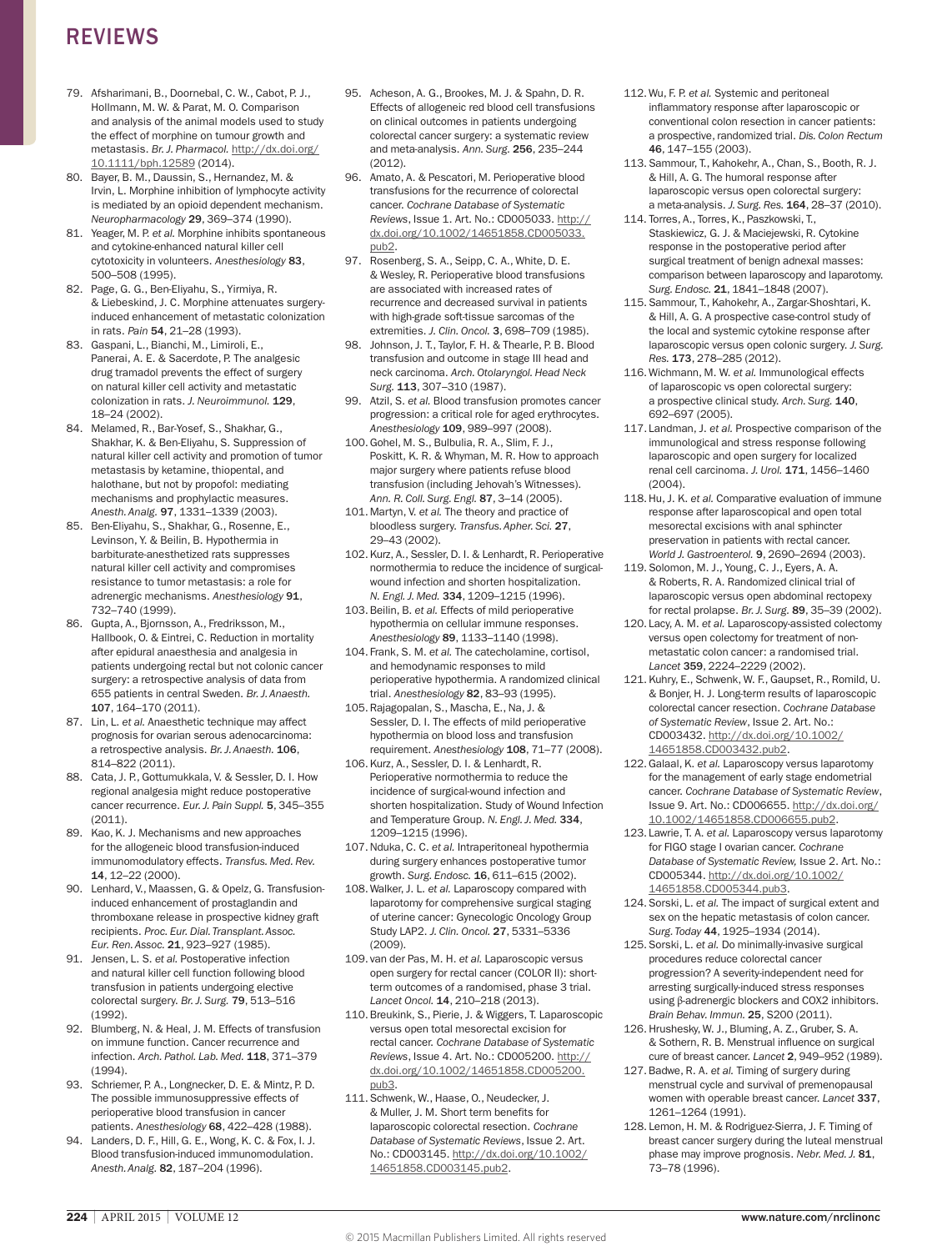79. Afsharimani, B., Doornebal, C. W., Cabot, P. J., Hollmann, M. W. & Parat, M. O. Comparison and analysis of the animal models used to study the effect of morphine on tumour growth and metastasis. *Br. J. Pharmacol.* http://dx.doi.org/10.1111/bph.12589 (2014).
80. Bayer, B. M., Daussin, S., Hernandez, M. & Irvin, L. Morphine inhibition of lymphocyte activity is mediated by an opioid dependent mechanism. *Neuropharmacology* **29**, 369–374 (1990).
81. Yeager, M. P. *et al.* Morphine inhibits spontaneous and cytokine-enhanced natural killer cell cytotoxicity in volunteers. *Anesthesiology* **83**, 500–508 (1995).
82. Page, G. G., Ben-Eliyahu, S., Yirmiya, R. & Liebeskind, J. C. Morphine attenuates surgery-induced enhancement of metastatic colonization in rats. *Pain* **54**, 21–28 (1993).
83. Gaspani, L., Bianchi, M., Limiroli, E., Panerai, A. E. & Sacerdote, P. The analgesic drug tramadol prevents the effect of surgery on natural killer cell activity and metastatic colonization in rats. *J. Neuroimmunol.* **129**, 18–24 (2002).
84. Melamed, R., Bar-Yosef, S., Shakhar, G., Shakhar, K. & Ben-Eliyahu, S. Suppression of natural killer cell activity and promotion of tumor metastasis by ketamine, thiopental, and halothane, but not by propofol: mediating mechanisms and prophylactic measures. *Anesth. Analg.* **97**, 1331–1339 (2003).
85. Ben-Eliyahu, S., Shakhar, G., Rosenne, E., Levinson, Y. & Beilin, B. Hypothermia in barbiturate-anesthetized rats suppresses natural killer cell activity and compromises resistance to tumor metastasis: a role for adrenergic mechanisms. *Anesthesiology* **91**, 732–740 (1999).
86. Gupta, A., Bjornsson, A., Fredriksson, M., Hallbook, O. & Eintrei, C. Reduction in mortality after epidural anaesthesia and analgesia in patients undergoing rectal but not colonic cancer surgery: a retrospective analysis of data from 655 patients in central Sweden. *Br. J. Anaesth.* **107**, 164–170 (2011).
87. Lin, L. *et al.* Anaesthetic technique may affect prognosis for ovarian serous adenocarcinoma: a retrospective analysis. *Br. J. Anaesth.* **106**, 814–822 (2011).
88. Cata, J. P., Gottumukkala, V. & Sessler, D. I. How regional analgesia might reduce postoperative cancer recurrence. *Eur. J. Pain Suppl.* **5**, 345–355 (2011).
89. Kao, K. J. Mechanisms and new approaches for the allogeneic blood transfusion-induced immunomodulatory effects. *Transfus. Med. Rev.* **14**, 12–22 (2000).
90. Lenhard, V., Maassen, G. & Opelz, G. Transfusion-induced enhancement of prostaglandin and thromboxane release in prospective kidney graft recipients. *Proc. Eur. Dial. Transplant. Assoc. Eur. Ren. Assoc.* **21**, 923–927 (1985).
91. Jensen, L. S. *et al.* Postoperative infection and natural killer cell function following blood transfusion in patients undergoing elective colorectal surgery. *Br. J. Surg.* **79**, 513–516 (1992).
92. Blumberg, N. & Heal, J. M. Effects of transfusion on immune function. Cancer recurrence and infection. *Arch. Pathol. Lab. Med.* **118**, 371–379 (1994).
93. Schriemer, P. A., Longnecker, D. E. & Mintz, P. D. The possible immunosuppressive effects of perioperative blood transfusion in cancer patients. *Anesthesiology* **68**, 422–428 (1988).
94. Landers, D. F., Hill, G. E., Wong, K. C. & Fox, I. J. Blood transfusion-induced immunomodulation. *Anesth. Analg.* **82**, 187–204 (1996).
95. Acheson, A. G., Brookes, M. J. & Spahn, D. R. Effects of allogeneic red blood cell transfusions on clinical outcomes in patients undergoing colorectal cancer surgery: a systematic review and meta-analysis. *Ann. Surg.* **256**, 235–244 (2012).
96. Amato, A. & Pescatori, M. Perioperative blood transfusions for the recurrence of colorectal cancer. *Cochrane Database of Systematic Reviews*, Issue 1. Art. No.: CD005033. http://dx.doi.org/10.1002/14651858.CD005033.pub2.
97. Rosenberg, S. A., Seipp, C. A., White, D. E. & Wesley, R. Perioperative blood transfusions are associated with increased rates of recurrence and decreased survival in patients with high-grade soft-tissue sarcomas of the extremities. *J. Clin. Oncol.* **3**, 698–709 (1985).
98. Johnson, J. T., Taylor, F. H. & Thearle, P. B. Blood transfusion and outcome in stage III head and neck carcinoma. *Arch. Otolaryngol. Head Neck Surg.* **113**, 307–310 (1987).
99. Atzil, S. *et al.* Blood transfusion promotes cancer progression: a critical role for aged erythrocytes. *Anesthesiology* **109**, 989–997 (2008).
100. Gohel, M. S., Bulbulia, R. A., Slim, F. J., Poskitt, K. R. & Whyman, M. R. How to approach major surgery where patients refuse blood transfusion (including Jehovah's Witnesses). *Ann. R. Coll. Surg. Engl.* **87**, 3–14 (2005).
101. Martyn, V. *et al.* The theory and practice of bloodless surgery. *Transfus. Apher. Sci.* **27**, 29–43 (2002).
102. Kurz, A., Sessler, D. I. & Lenhardt, R. Perioperative normothermia to reduce the incidence of surgical-wound infection and shorten hospitalization. *N. Engl. J. Med.* **334**, 1209–1215 (1996).
103. Beilin, B. *et al.* Effects of mild perioperative hypothermia on cellular immune responses. *Anesthesiology* **89**, 1133–1140 (1998).
104. Frank, S. M. *et al.* The catecholamine, cortisol, and hemodynamic responses to mild perioperative hypothermia. A randomized clinical trial. *Anesthesiology* **82**, 83–93 (1995).
105. Rajagopalan, S., Mascha, E., Na, J. & Sessler, D. I. The effects of mild perioperative hypothermia on blood loss and transfusion requirement. *Anesthesiology* **108**, 71–77 (2008).
106. Kurz, A., Sessler, D. I. & Lenhardt, R. Perioperative normothermia to reduce the incidence of surgical-wound infection and shorten hospitalization. Study of Wound Infection and Temperature Group. *N. Engl. J. Med.* **334**, 1209–1215 (1996).
107. Nduka, C. C. *et al.* Intraperitoneal hypothermia during surgery enhances postoperative tumor growth. *Surg. Endosc.* **16**, 611–615 (2002).
108. Walker, J. L. *et al.* Laparoscopy compared with laparotomy for comprehensive surgical staging of uterine cancer: Gynecologic Oncology Group Study LAP2. *J. Clin. Oncol.* **27**, 5331–5336 (2009).
109. van der Pas, M. H. *et al.* Laparoscopic versus open surgery for rectal cancer (COLOR II): short-term outcomes of a randomised, phase 3 trial. *Lancet Oncol.* **14**, 210–218 (2013).
110. Breukink, S., Pierie, J. & Wiggers, T. Laparoscopic versus open total mesorectal excision for rectal cancer. *Cochrane Database of Systematic Reviews*, Issue 4. Art. No.: CD005200. http://dx.doi.org/10.1002/14651858.CD005200.pub3.
111. Schwenk, W., Haase, O., Neudecker, J. & Muller, J. M. Short term benefits for laparoscopic colorectal resection. *Cochrane Database of Systematic Reviews*, Issue 2. Art. No.: CD003145. http://dx.doi.org/10.1002/14651858.CD003145.pub2.
112. Wu, F. P. *et al.* Systemic and peritoneal inflammatory response after laparoscopic or conventional colon resection in cancer patients: a prospective, randomized trial. *Dis. Colon Rectum* **46**, 147–155 (2003).
113. Sammour, T., Kahokehr, A., Chan, S., Booth, R. J. & Hill, A. G. The humoral response after laparoscopic versus open colorectal surgery: a meta-analysis. *J. Surg. Res.* **164**, 28–37 (2010).
114. Torres, A., Torres, K., Paszkowski, T., Staskiewicz, G. J. & Maciejewski, R. Cytokine response in the postoperative period after surgical treatment of benign adnexal masses: comparison between laparoscopy and laparotomy. *Surg. Endosc.* **21**, 1841–1848 (2007).
115. Sammour, T., Kahokehr, A., Zargar-Shoshtari, K. & Hill, A. G. A prospective case-control study of the local and systemic cytokine response after laparoscopic versus open colonic surgery. *J. Surg. Res.* **173**, 278–285 (2012).
116. Wichmann, M. W. *et al.* Immunological effects of laparoscopic vs open colorectal surgery: a prospective clinical study. *Arch. Surg.* **140**, 692–697 (2005).
117. Landman, J. *et al.* Prospective comparison of the immunological and stress response following laparoscopic and open surgery for localized renal cell carcinoma. *J. Urol.* **171**, 1456–1460 (2004).
118. Hu, J. K. *et al.* Comparative evaluation of immune response after laparoscopic and open total mesorectal excisions with anal sphincter preservation in patients with rectal cancer. *World J. Gastroenterol.* **9**, 2690–2694 (2003).
119. Solomon, M. J., Young, C. J., Eyers, A. A. & Roberts, R. A. Randomized clinical trial of laparoscopic versus open abdominal rectopexy for rectal prolapse. *Br. J. Surg.* **89**, 35–39 (2002).
120. Lacy, A. M. *et al.* Laparoscopy-assisted colectomy versus open colectomy for treatment of non-metastatic colon cancer: a randomised trial. *Lancet* **359**, 2224–2229 (2002).
121. Kuhry, E., Schwenk, W. F., Gaupset, R., Romild, U. & Bonjer, H. J. Long-term results of laparoscopic colorectal cancer resection. *Cochrane Database of Systematic Review*, Issue 2. Art. No.: CD003432. http://dx.doi.org/10.1002/14651858.CD003432.pub2.
122. Galaal, K. *et al.* Laparoscopy versus laparotomy for the management of early stage endometrial cancer. *Cochrane Database of Systematic Review*, Issue 9. Art. No.: CD006655. http://dx.doi.org/10.1002/14651858.CD006655.pub2.
123. Lawrie, T. A. *et al.* Laparoscopy versus laparotomy for FIGO stage I ovarian cancer. *Cochrane Database of Systematic Review,* Issue 2. Art. No.: CD005344. http://dx.doi.org/10.1002/14651858.CD005344.pub3.
124. Sorski, L. *et al.* The impact of surgical extent and sex on the hepatic metastasis of colon cancer. *Surg. Today* **44**, 1925–1934 (2014).
125. Sorski, L. *et al.* Do minimally-invasive surgical procedures reduce colorectal cancer progression? A severity-independent need for arresting surgically-induced stress responses using β-adrenergic blockers and COX2 inhibitors. *Brain Behav. Immun.* **25**, S200 (2011).
126. Hrushesky, W. J., Bluming, A. Z., Gruber, S. A. & Sothern, R. B. Menstrual influence on surgical cure of breast cancer. *Lancet* **2**, 949–952 (1989).
127. Badwe, R. A. *et al.* Timing of surgery during menstrual cycle and survival of premenopausal women with operable breast cancer. *Lancet* **337**, 1261–1264 (1991).
128. Lemon, H. M. & Rodriguez-Sierra, J. F. Timing of breast cancer surgery during the luteal menstrual phase may improve prognosis. *Nebr. Med. J.* **81**, 73–78 (1996).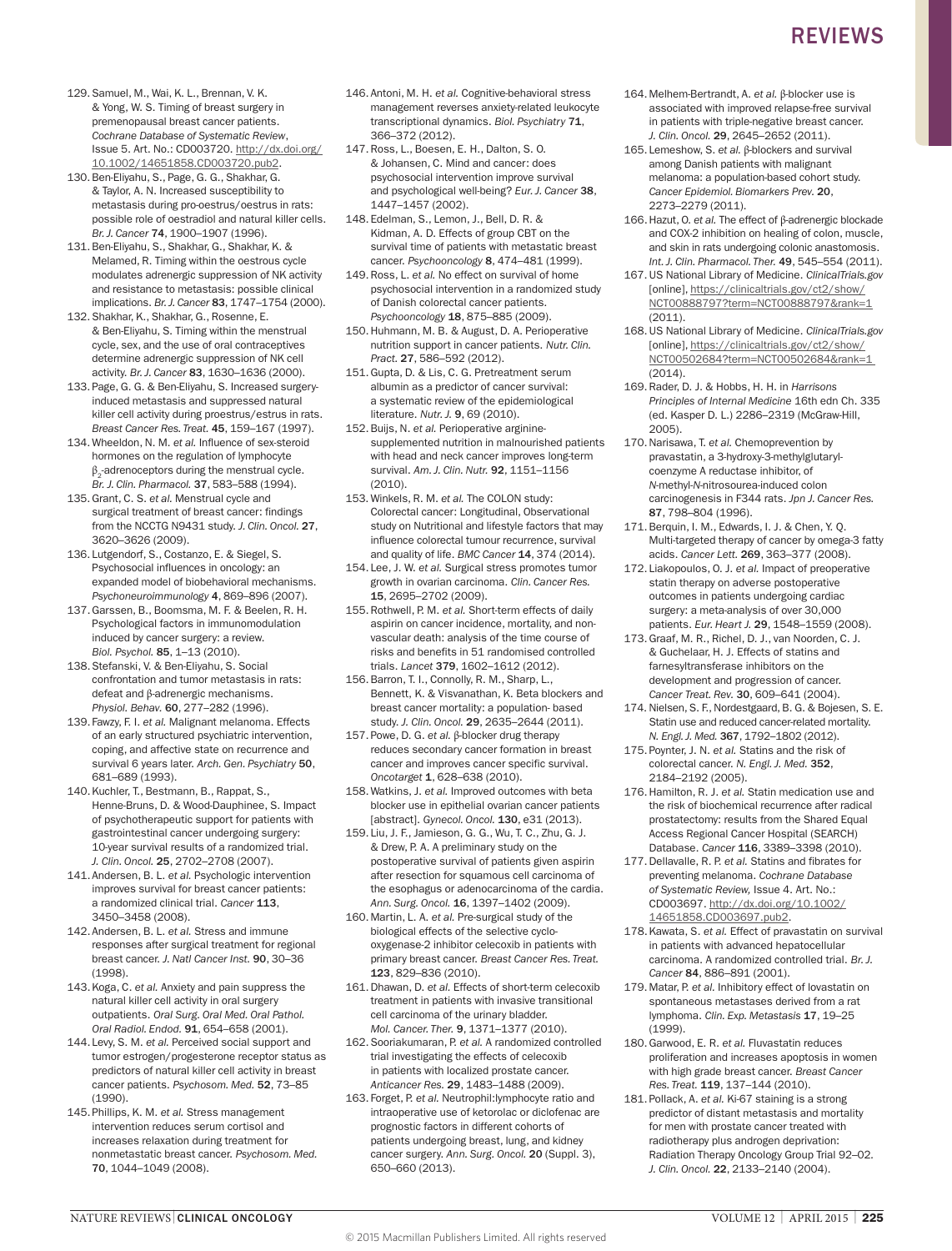129. Samuel, M., Wai, K. L., Brennan, V. K. & Yong, W. S. Timing of breast surgery in premenopausal breast cancer patients. *Cochrane Database of Systematic Review*, Issue 5. Art. No.: CD003720. http://dx.doi.org/10.1002/14651858.CD003720.pub2.
130. Ben-Eliyahu, S., Page, G. G., Shakhar, G. & Taylor, A. N. Increased susceptibility to metastasis during pro-oestrus/oestrus in rats: possible role of oestradiol and natural killer cells. *Br. J. Cancer* **74**, 1900–1907 (1996).
131. Ben-Eliyahu, S., Shakhar, G., Shakhar, K. & Melamed, R. Timing within the oestrous cycle modulates adrenergic suppression of NK activity and resistance to metastasis: possible clinical implications. *Br. J. Cancer* **83**, 1747–1754 (2000).
132. Shakhar, K., Shakhar, G., Rosenne, E. & Ben-Eliyahu, S. Timing within the menstrual cycle, sex, and the use of oral contraceptives determine adrenergic suppression of NK cell activity. *Br. J. Cancer* **83**, 1630–1636 (2000).
133. Page, G. G. & Ben-Eliyahu, S. Increased surgery-induced metastasis and suppressed natural killer cell activity during proestrus/estrus in rats. *Breast Cancer Res. Treat.* **45**, 159–167 (1997).
134. Wheeldon, N. M. *et al.* Influence of sex-steroid hormones on the regulation of lymphocyte $\beta_2$-adrenoceptors during the menstrual cycle. *Br. J. Clin. Pharmacol.* **37**, 583–588 (1994).
135. Grant, C. S. *et al.* Menstrual cycle and surgical treatment of breast cancer: findings from the NCCTG N9431 study. *J. Clin. Oncol.* **27**, 3620–3626 (2009).
136. Lutgendorf, S., Costanzo, E. & Siegel, S. Psychosocial influences in oncology: an expanded model of biobehavioral mechanisms. *Psychoneuroimmunology* **4**, 869–896 (2007).
137. Garssen, B., Boomsma, M. F. & Beelen, R. H. Psychological factors in immunomodulation induced by cancer surgery: a review. *Biol. Psychol.* **85**, 1–13 (2010).
138. Stefanski, V. & Ben-Eliyahu, S. Social confrontation and tumor metastasis in rats: defeat and β-adrenergic mechanisms. *Physiol. Behav.* **60**, 277–282 (1996).
139. Fawzy, F. I. *et al.* Malignant melanoma. Effects of an early structured psychiatric intervention, coping, and affective state on recurrence and survival 6 years later. *Arch. Gen. Psychiatry* **50**, 681–689 (1993).
140. Kuchler, T., Bestmann, B., Rappat, S., Henne-Bruns, D. & Wood-Dauphinee, S. Impact of psychotherapeutic support for patients with gastrointestinal cancer undergoing surgery: 10-year survival results of a randomized trial. *J. Clin. Oncol.* **25**, 2702–2708 (2007).
141. Andersen, B. L. *et al.* Psychologic intervention improves survival for breast cancer patients: a randomized clinical trial. *Cancer* **113**, 3450–3458 (2008).
142. Andersen, B. L. *et al.* Stress and immune responses after surgical treatment for regional breast cancer. *J. Natl Cancer Inst.* **90**, 30–36 (1998).
143. Koga, C. *et al.* Anxiety and pain suppress the natural killer cell activity in oral surgery outpatients. *Oral Surg. Oral Med. Oral Pathol. Oral Radiol. Endod.* **91**, 654–658 (2001).
144. Levy, S. M. *et al.* Perceived social support and tumor estrogen/progesterone receptor status as predictors of natural killer cell activity in breast cancer patients. *Psychosom. Med.* **52**, 73–85 (1990).
145. Phillips, K. M. *et al.* Stress management intervention reduces serum cortisol and increases relaxation during treatment for nonmetastatic breast cancer. *Psychosom. Med.* **70**, 1044–1049 (2008).
146. Antoni, M. H. *et al.* Cognitive-behavioral stress management reverses anxiety-related leukocyte transcriptional dynamics. *Biol. Psychiatry* **71**, 366–372 (2012).
147. Ross, L., Boesen, E. H., Dalton, S. O. & Johansen, C. Mind and cancer: does psychosocial intervention improve survival and psychological well-being? *Eur. J. Cancer* **38**, 1447–1457 (2002).
148. Edelman, S., Lemon, J., Bell, D. R. & Kidman, A. D. Effects of group CBT on the survival time of patients with metastatic breast cancer. *Psychooncology* **8**, 474–481 (1999).
149. Ross, L. *et al.* No effect on survival of home psychosocial intervention in a randomized study of Danish colorectal cancer patients. *Psychooncology* **18**, 875–885 (2009).
150. Huhmann, M. B. & August, D. A. Perioperative nutrition support in cancer patients. *Nutr. Clin. Pract.* **27**, 586–592 (2012).
151. Gupta, D. & Lis, C. G. Pretreatment serum albumin as a predictor of cancer survival: a systematic review of the epidemiological literature. *Nutr. J.* **9**, 69 (2010).
152. Buijs, N. *et al.* Perioperative arginine-supplemented nutrition in malnourished patients with head and neck cancer improves long-term survival. *Am. J. Clin. Nutr.* **92**, 1151–1156 (2010).
153. Winkels, R. M. *et al.* The COLON study: Colorectal cancer: Longitudinal, Observational study on Nutritional and lifestyle factors that may influence colorectal tumour recurrence, survival and quality of life. *BMC Cancer* **14**, 374 (2014).
154. Lee, J. W. *et al.* Surgical stress promotes tumor growth in ovarian carcinoma. *Clin. Cancer Res.* **15**, 2695–2702 (2009).
155. Rothwell, P. M. *et al.* Short-term effects of daily aspirin on cancer incidence, mortality, and non-vascular death: analysis of the time course of risks and benefits in 51 randomised controlled trials. *Lancet* **379**, 1602–1612 (2012).
156. Barron, T. I., Connolly, R. M., Sharp, L., Bennett, K. & Visvanathan, K. Beta blockers and breast cancer mortality: a population- based study. *J. Clin. Oncol.* **29**, 2635–2644 (2011).
157. Powe, D. G. *et al.* β-blocker drug therapy reduces secondary cancer formation in breast cancer and improves cancer specific survival. *Oncotarget* **1**, 628–638 (2010).
158. Watkins, J. *et al.* Improved outcomes with beta blocker use in epithelial ovarian cancer patients [abstract]. *Gynecol. Oncol.* **130**, e31 (2013).
159. Liu, J. F., Jamieson, G. G., Wu, T. C., Zhu, G. J. & Drew, P. A. A preliminary study on the postoperative survival of patients given aspirin after resection for squamous cell carcinoma of the esophagus or adenocarcinoma of the cardia. *Ann. Surg. Oncol.* **16**, 1397–1402 (2009).
160. Martin, L. A. *et al.* Pre-surgical study of the biological effects of the selective cyclo-oxygenase-2 inhibitor celecoxib in patients with primary breast cancer. *Breast Cancer Res. Treat.* **123**, 829–836 (2010).
161. Dhawan, D. *et al.* Effects of short-term celecoxib treatment in patients with invasive transitional cell carcinoma of the urinary bladder. *Mol. Cancer. Ther.* **9**, 1371–1377 (2010).
162. Sooriakumaran, P. *et al.* A randomized controlled trial investigating the effects of celecoxib in patients with localized prostate cancer. *Anticancer Res.* **29**, 1483–1488 (2009).
163. Forget, P. *et al.* Neutrophil:lymphocyte ratio and intraoperative use of ketorolac or diclofenac are prognostic factors in different cohorts of patients undergoing breast, lung, and kidney cancer surgery. *Ann. Surg. Oncol.* **20** (Suppl. 3), 650–660 (2013).
164. Melhem-Bertrandt, A. *et al.* β-blocker use is associated with improved relapse-free survival in patients with triple-negative breast cancer. *J. Clin. Oncol.* **29**, 2645–2652 (2011).
165. Lemeshow, S. *et al.* β-blockers and survival among Danish patients with malignant melanoma: a population-based cohort study. *Cancer Epidemiol. Biomarkers Prev.* **20**, 2273–2279 (2011).
166. Hazut, O. *et al.* The effect of β-adrenergic blockade and COX-2 inhibition on healing of colon, muscle, and skin in rats undergoing colonic anastomosis. *Int. J. Clin. Pharmacol. Ther.* **49**, 545–554 (2011).
167. US National Library of Medicine. *ClinicalTrials.gov* [online], https://clinicaltrials.gov/ct2/show/NCT00888797?term=NCT00888797&rank=1 (2011).
168. US National Library of Medicine. *ClinicalTrials.gov* [online], https://clinicaltrials.gov/ct2/show/NCT00502684?term=NCT00502684&rank=1 (2014).
169. Rader, D. J. & Hobbs, H. H. in *Harrisons Principles of Internal Medicine* 16th edn Ch. 335 (ed. Kasper D. L.) 2286–2319 (McGraw-Hill, 2005).
170. Narisawa, T. *et al.* Chemoprevention by pravastatin, a 3-hydroxy-3-methylglutaryl-coenzyme A reductase inhibitor, of *N*-methyl-*N*-nitrosourea-induced colon carcinogenesis in F344 rats. *Jpn J. Cancer Res.* **87**, 798–804 (1996).
171. Berquin, I. M., Edwards, I. J. & Chen, Y. Q. Multi-targeted therapy of cancer by omega-3 fatty acids. *Cancer Lett.* **269**, 363–377 (2008).
172. Liakopoulos, O. J. *et al.* Impact of preoperative statin therapy on adverse postoperative outcomes in patients undergoing cardiac surgery: a meta-analysis of over 30,000 patients. *Eur. Heart J.* **29**, 1548–1559 (2008).
173. Graaf, M. R., Richel, D. J., van Noorden, C. J. & Guchelaar, H. J. Effects of statins and farnesyltransferase inhibitors on the development and progression of cancer. *Cancer Treat. Rev.* **30**, 609–641 (2004).
174. Nielsen, S. F., Nordestgaard, B. G. & Bojesen, S. E. Statin use and reduced cancer-related mortality. *N. Engl. J. Med.* **367**, 1792–1802 (2012).
175. Poynter, J. N. *et al.* Statins and the risk of colorectal cancer. *N. Engl. J. Med.* **352**, 2184–2192 (2005).
176. Hamilton, R. J. *et al.* Statin medication use and the risk of biochemical recurrence after radical prostatectomy: results from the Shared Equal Access Regional Cancer Hospital (SEARCH) Database. *Cancer* **116**, 3389–3398 (2010).
177. Dellavalle, R. P. *et al.* Statins and fibrates for preventing melanoma. *Cochrane Database of Systematic Review,* Issue 4. Art. No.: CD003697. http://dx.doi.org/10.1002/14651858.CD003697.pub2.
178. Kawata, S. *et al.* Effect of pravastatin on survival in patients with advanced hepatocellular carcinoma. A randomized controlled trial. *Br. J. Cancer* **84**, 886–891 (2001).
179. Matar, P. *et al.* Inhibitory effect of lovastatin on spontaneous metastases derived from a rat lymphoma. *Clin. Exp. Metastasis* **17**, 19–25 (1999).
180. Garwood, E. R. *et al.* Fluvastatin reduces proliferation and increases apoptosis in women with high grade breast cancer. *Breast Cancer Res. Treat.* **119**, 137–144 (2010).
181. Pollack, A. *et al.* Ki-67 staining is a strong predictor of distant metastasis and mortality for men with prostate cancer treated with radiotherapy plus androgen deprivation: Radiation Therapy Oncology Group Trial 92–02. *J. Clin. Oncol.* **22**, 2133–2140 (2004).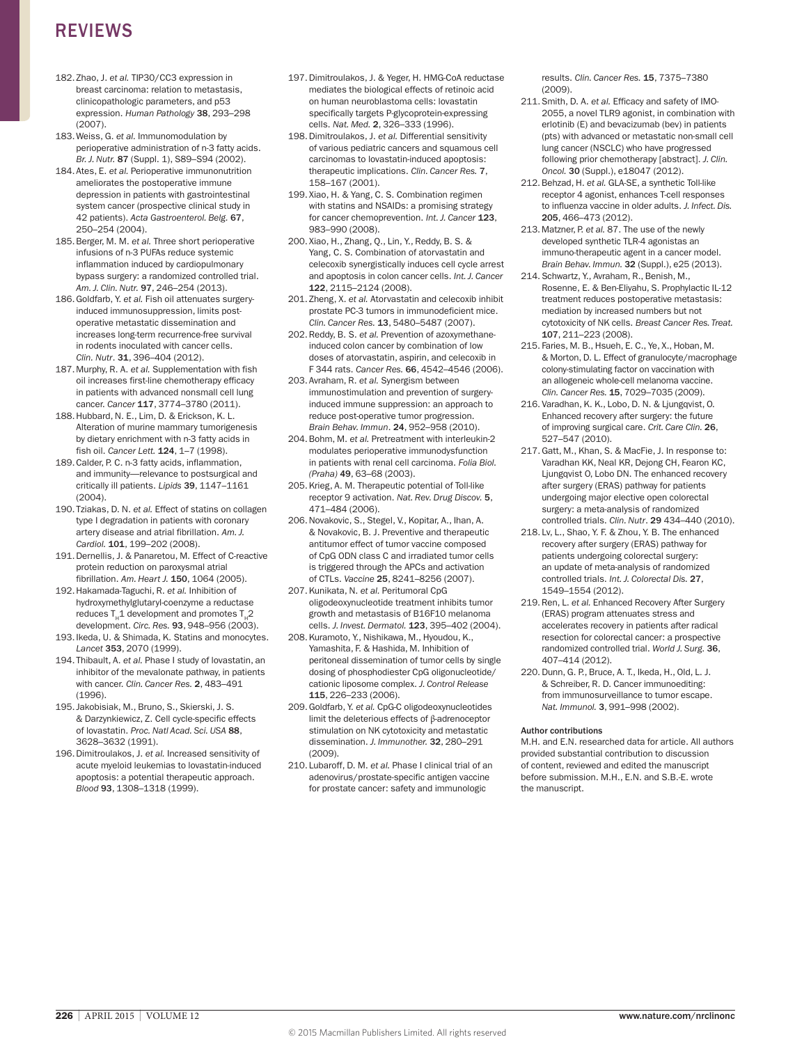182. Zhao, J. *et al.* TIP30/CC3 expression in breast carcinoma: relation to metastasis, clinicopathologic parameters, and p53 expression. *Human Pathology* **38**, 293–298 (2007).
183. Weiss, G. *et al.* Immunomodulation by perioperative administration of n-3 fatty acids. *Br. J. Nutr.* **87** (Suppl. 1), S89–S94 (2002).
184. Ates, E. *et al.* Perioperative immunonutrition ameliorates the postoperative immune depression in patients with gastrointestinal system cancer (prospective clinical study in 42 patients). *Acta Gastroenterol. Belg.* **67**, 250–254 (2004).
185. Berger, M. M. *et al.* Three short perioperative infusions of n-3 PUFAs reduce systemic inflammation induced by cardiopulmonary bypass surgery: a randomized controlled trial. *Am. J. Clin. Nutr.* **97**, 246–254 (2013).
186. Goldfarb, Y. *et al.* Fish oil attenuates surgery-induced immunosuppression, limits post-operative metastatic dissemination and increases long-term recurrence-free survival in rodents inoculated with cancer cells. *Clin. Nutr*. **31**, 396–404 (2012).
187. Murphy, R. A. *et al.* Supplementation with fish oil increases first-line chemotherapy efficacy in patients with advanced nonsmall cell lung cancer. *Cancer* **117**, 3774–3780 (2011).
188. Hubbard, N. E., Lim, D. & Erickson, K. L. Alteration of murine mammary tumorigenesis by dietary enrichment with n-3 fatty acids in fish oil. *Cancer Lett.* **124**, 1–7 (1998).
189. Calder, P. C. n-3 fatty acids, inflammation, and immunity—relevance to postsurgical and critically ill patients. *Lipids* **39**, 1147–1161 (2004).
190. Tziakas, D. N. *et al.* Effect of statins on collagen type I degradation in patients with coronary artery disease and atrial fibrillation. *Am. J. Cardiol.* **101**, 199–202 (2008).
191. Dernellis, J. & Panaretou, M. Effect of C-reactive protein reduction on paroxysmal atrial fibrillation. *Am. Heart J.* **150**, 1064 (2005).
192. Hakamada-Taguchi, R. *et al.* Inhibition of hydroxymethylglutaryl-coenzyme a reductase reduces $T_H1$ development and promotes $T_H2$ development. *Circ. Res.* **93**, 948–956 (2003).
193. Ikeda, U. & Shimada, K. Statins and monocytes. *Lancet* **353**, 2070 (1999).
194. Thibault, A. *et al.* Phase I study of lovastatin, an inhibitor of the mevalonate pathway, in patients with cancer. *Clin. Cancer Res.* **2**, 483–491 (1996).
195. Jakobisiak, M., Bruno, S., Skierski, J. S. & Darzynkiewicz, Z. Cell cycle-specific effects of lovastatin. *Proc. Natl Acad. Sci. USA* **88**, 3628–3632 (1991).
196. Dimitroulakos, J. *et al.* Increased sensitivity of acute myeloid leukemias to lovastatin-induced apoptosis: a potential therapeutic approach. *Blood* **93**, 1308–1318 (1999).
197. Dimitroulakos, J. & Yeger, H. HMG-CoA reductase mediates the biological effects of retinoic acid on human neuroblastoma cells: lovastatin specifically targets P-glycoprotein-expressing cells. *Nat. Med.* **2**, 326–333 (1996).
198. Dimitroulakos, J. *et al.* Differential sensitivity of various pediatric cancers and squamous cell carcinomas to lovastatin-induced apoptosis: therapeutic implications. *Clin. Cancer Res.* **7**, 158–167 (2001).
199. Xiao, H. & Yang, C. S. Combination regimen with statins and NSAIDs: a promising strategy for cancer chemoprevention. *Int. J. Cancer* **123**, 983–990 (2008).
200. Xiao, H., Zhang, Q., Lin, Y., Reddy, B. S. & Yang, C. S. Combination of atorvastatin and celecoxib synergistically induces cell cycle arrest and apoptosis in colon cancer cells. *Int. J. Cancer* **122**, 2115–2124 (2008).
201. Zheng, X. *et al.* Atorvastatin and celecoxib inhibit prostate PC-3 tumors in immunodeficient mice. *Clin. Cancer Res.* **13**, 5480–5487 (2007).
202. Reddy, B. S. *et al.* Prevention of azoxymethane-induced colon cancer by combination of low doses of atorvastatin, aspirin, and celecoxib in F 344 rats. *Cancer Res.* **66**, 4542–4546 (2006).
203. Avraham, R. *et al.* Synergism between immunostimulation and prevention of surgery-induced immune suppression: an approach to reduce post-operative tumor progression. *Brain Behav. Immun*. **24**, 952–958 (2010).
204. Bohm, M. *et al.* Pretreatment with interleukin-2 modulates perioperative immunodysfunction in patients with renal cell carcinoma. *Folia Biol. (Praha)* **49**, 63–68 (2003).
205. Krieg, A. M. Therapeutic potential of Toll-like receptor 9 activation. *Nat. Rev. Drug Discov.* **5**, 471–484 (2006).
206. Novakovic, S., Stegel, V., Kopitar, A., Ihan, A. & Novakovic, B. J. Preventive and therapeutic antitumor effect of tumor vaccine composed of CpG ODN class C and irradiated tumor cells is triggered through the APCs and activation of CTLs. *Vaccine* **25**, 8241–8256 (2007).
207. Kunikata, N. *et al.* Peritumoral CpG oligodeoxynucleotide treatment inhibits tumor growth and metastasis of B16F10 melanoma cells. *J. Invest. Dermatol.* **123**, 395–402 (2004).
208. Kuramoto, Y., Nishikawa, M., Hyoudou, K., Yamashita, F. & Hashida, M. Inhibition of peritoneal dissemination of tumor cells by single dosing of phosphodiester CpG oligonucleotide/cationic liposome complex. *J. Control Release* **115**, 226–233 (2006).
209. Goldfarb, Y. *et al.* CpG-C oligodeoxynucleotides limit the deleterious effects of β-adrenoceptor stimulation on NK cytotoxicity and metastatic dissemination. *J. Immunother.* **32**, 280–291 (2009).
210. Lubaroff, D. M. *et al.* Phase I clinical trial of an adenovirus/prostate-specific antigen vaccine for prostate cancer: safety and immunologic results. *Clin. Cancer Res.* **15**, 7375–7380 (2009).
211. Smith, D. A. *et al.* Efficacy and safety of IMO-2055, a novel TLR9 agonist, in combination with erlotinib (E) and bevacizumab (bev) in patients (pts) with advanced or metastatic non-small cell lung cancer (NSCLC) who have progressed following prior chemotherapy [abstract]. *J. Clin. Oncol.* **30** (Suppl.), e18047 (2012).
212. Behzad, H. *et al.* GLA-SE, a synthetic Toll-like receptor 4 agonist, enhances T-cell responses to influenza vaccine in older adults. *J. Infect. Dis.* **205**, 466–473 (2012).
213. Matzner, P. *et al.* 87. The use of the newly developed synthetic TLR-4 agonistas an immuno-therapeutic agent in a cancer model. *Brain Behav. Immun.* **32** (Suppl.), e25 (2013).
214. Schwartz, Y., Avraham, R., Benish, M., Rosenne, E. & Ben-Eliyahu, S. Prophylactic IL-12 treatment reduces postoperative metastasis: mediation by increased numbers but not cytotoxicity of NK cells. *Breast Cancer Res. Treat.* **107**, 211–223 (2008).
215. Faries, M. B., Hsueh, E. C., Ye, X., Hoban, M. & Morton, D. L. Effect of granulocyte/macrophage colony-stimulating factor on vaccination with an allogeneic whole-cell melanoma vaccine. *Clin. Cancer Res.* **15**, 7029–7035 (2009).
216. Varadhan, K. K., Lobo, D. N. & Ljungqvist, O. Enhanced recovery after surgery: the future of improving surgical care. *Crit. Care Clin.* **26**, 527–547 (2010).
217. Gatt, M., Khan, S. & MacFie, J. In response to: Varadhan KK, Neal KR, Dejong CH, Fearon KC, Ljungqvist O, Lobo DN. The enhanced recovery after surgery (ERAS) pathway for patients undergoing major elective open colorectal surgery: a meta-analysis of randomized controlled trials. *Clin. Nutr*. **29** 434–440 (2010).
218. Lv, L., Shao, Y. F. & Zhou, Y. B. The enhanced recovery after surgery (ERAS) pathway for patients undergoing colorectal surgery: an update of meta-analysis of randomized controlled trials. *Int. J. Colorectal Dis.* **27**, 1549–1554 (2012).
219. Ren, L. *et al.* Enhanced Recovery After Surgery (ERAS) program attenuates stress and accelerates recovery in patients after radical resection for colorectal cancer: a prospective randomized controlled trial. *World J. Surg.* **36**, 407–414 (2012).
220. Dunn, G. P., Bruce, A. T., Ikeda, H., Old, L. J. & Schreiber, R. D. Cancer immunoediting: from immunosurveillance to tumor escape. *Nat. Immunol.* **3**, 991–998 (2002).

#### Author contributions

M.H. and E.N. researched data for article. All authors provided substantial contribution to discussion of content, reviewed and edited the manuscript before submission. M.H., E.N. and S.B.-E. wrote the manuscript.